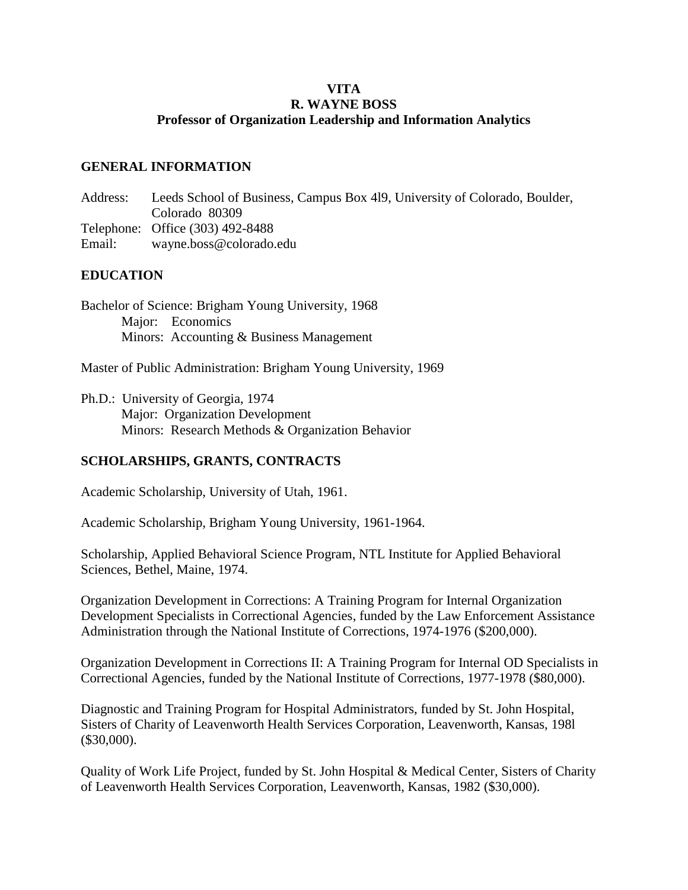# VITA
# R. WAYNE BOSS
## Professor of Organization Leadership and Information Analytics

## GENERAL INFORMATION

Address: Leeds School of Business, Campus Box 4l9, University of Colorado, Boulder, Colorado 80309
Telephone: Office (303) 492-8488
Email: wayne.boss@colorado.edu

## EDUCATION

Bachelor of Science: Brigham Young University, 1968
 Major: Economics
 Minors: Accounting & Business Management

Master of Public Administration: Brigham Young University, 1969

Ph.D.: University of Georgia, 1974
 Major: Organization Development
 Minors: Research Methods & Organization Behavior

## SCHOLARSHIPS, GRANTS, CONTRACTS

Academic Scholarship, University of Utah, 1961.

Academic Scholarship, Brigham Young University, 1961-1964.

Scholarship, Applied Behavioral Science Program, NTL Institute for Applied Behavioral Sciences, Bethel, Maine, 1974.

Organization Development in Corrections: A Training Program for Internal Organization Development Specialists in Correctional Agencies, funded by the Law Enforcement Assistance Administration through the National Institute of Corrections, 1974-1976 ($200,000).

Organization Development in Corrections II: A Training Program for Internal OD Specialists in Correctional Agencies, funded by the National Institute of Corrections, 1977-1978 ($80,000).

Diagnostic and Training Program for Hospital Administrators, funded by St. John Hospital, Sisters of Charity of Leavenworth Health Services Corporation, Leavenworth, Kansas, 198l ($30,000).

Quality of Work Life Project, funded by St. John Hospital & Medical Center, Sisters of Charity of Leavenworth Health Services Corporation, Leavenworth, Kansas, 1982 ($30,000).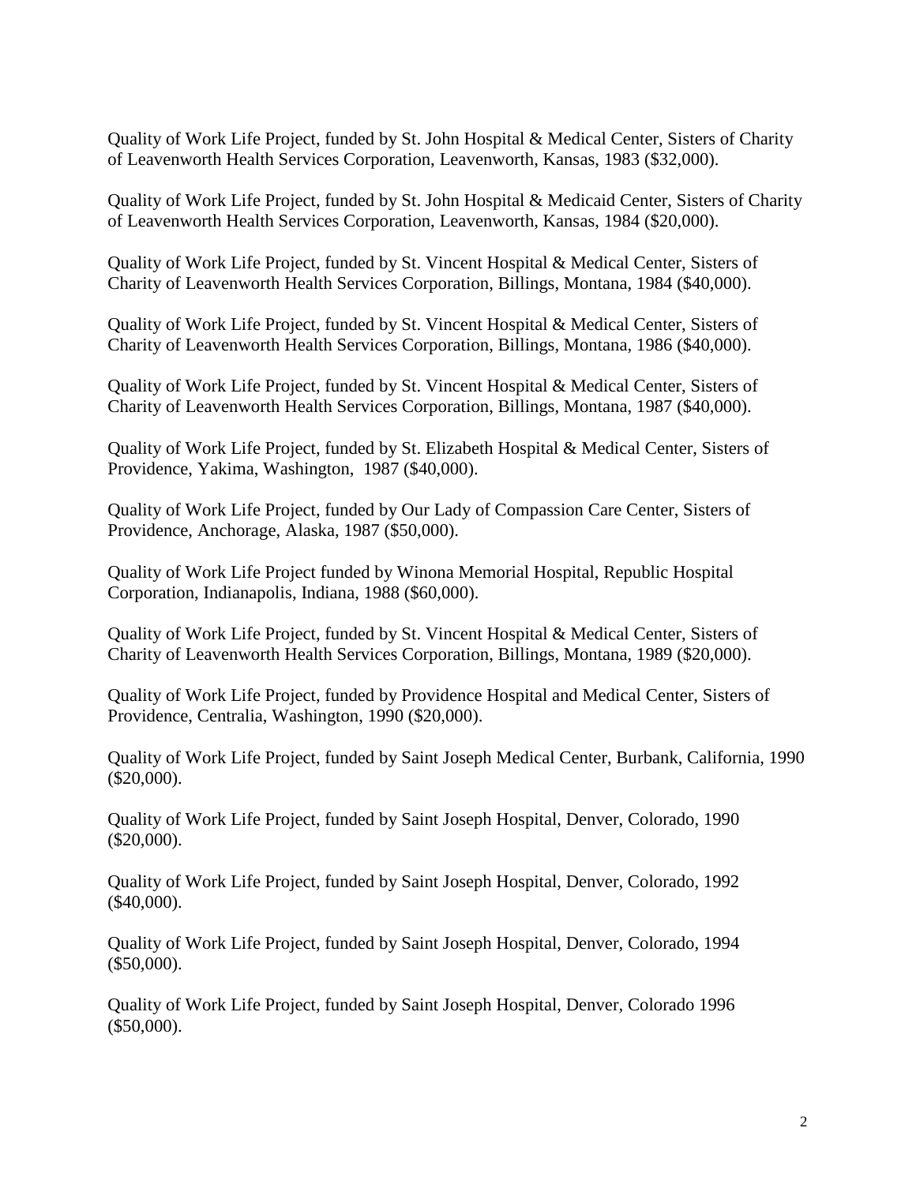Quality of Work Life Project, funded by St. John Hospital & Medical Center, Sisters of Charity of Leavenworth Health Services Corporation, Leavenworth, Kansas, 1983 ($32,000).

Quality of Work Life Project, funded by St. John Hospital & Medicaid Center, Sisters of Charity of Leavenworth Health Services Corporation, Leavenworth, Kansas, 1984 ($20,000).

Quality of Work Life Project, funded by St. Vincent Hospital & Medical Center, Sisters of Charity of Leavenworth Health Services Corporation, Billings, Montana, 1984 ($40,000).

Quality of Work Life Project, funded by St. Vincent Hospital & Medical Center, Sisters of Charity of Leavenworth Health Services Corporation, Billings, Montana, 1986 ($40,000).

Quality of Work Life Project, funded by St. Vincent Hospital & Medical Center, Sisters of Charity of Leavenworth Health Services Corporation, Billings, Montana, 1987 ($40,000).

Quality of Work Life Project, funded by St. Elizabeth Hospital & Medical Center, Sisters of Providence, Yakima, Washington, 1987 ($40,000).

Quality of Work Life Project, funded by Our Lady of Compassion Care Center, Sisters of Providence, Anchorage, Alaska, 1987 ($50,000).

Quality of Work Life Project funded by Winona Memorial Hospital, Republic Hospital Corporation, Indianapolis, Indiana, 1988 ($60,000).

Quality of Work Life Project, funded by St. Vincent Hospital & Medical Center, Sisters of Charity of Leavenworth Health Services Corporation, Billings, Montana, 1989 ($20,000).

Quality of Work Life Project, funded by Providence Hospital and Medical Center, Sisters of Providence, Centralia, Washington, 1990 ($20,000).

Quality of Work Life Project, funded by Saint Joseph Medical Center, Burbank, California, 1990 ($20,000).

Quality of Work Life Project, funded by Saint Joseph Hospital, Denver, Colorado, 1990 ($20,000).

Quality of Work Life Project, funded by Saint Joseph Hospital, Denver, Colorado, 1992 ($40,000).

Quality of Work Life Project, funded by Saint Joseph Hospital, Denver, Colorado, 1994 ($50,000).

Quality of Work Life Project, funded by Saint Joseph Hospital, Denver, Colorado 1996 ($50,000).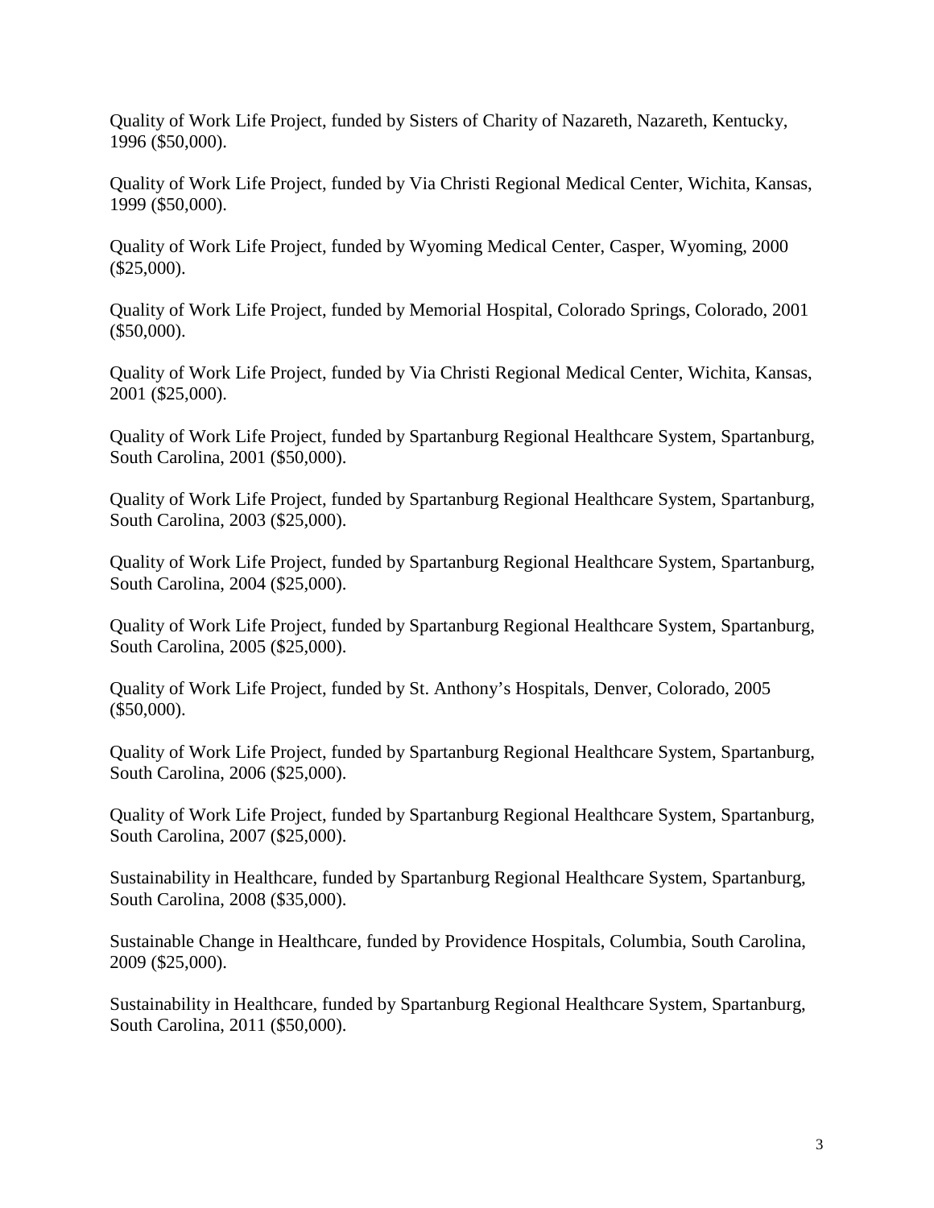Quality of Work Life Project, funded by Sisters of Charity of Nazareth, Nazareth, Kentucky, 1996 ($50,000).

Quality of Work Life Project, funded by Via Christi Regional Medical Center, Wichita, Kansas, 1999 ($50,000).

Quality of Work Life Project, funded by Wyoming Medical Center, Casper, Wyoming, 2000 ($25,000).

Quality of Work Life Project, funded by Memorial Hospital, Colorado Springs, Colorado, 2001 ($50,000).

Quality of Work Life Project, funded by Via Christi Regional Medical Center, Wichita, Kansas, 2001 ($25,000).

Quality of Work Life Project, funded by Spartanburg Regional Healthcare System, Spartanburg, South Carolina, 2001 ($50,000).

Quality of Work Life Project, funded by Spartanburg Regional Healthcare System, Spartanburg, South Carolina, 2003 ($25,000).

Quality of Work Life Project, funded by Spartanburg Regional Healthcare System, Spartanburg, South Carolina, 2004 ($25,000).

Quality of Work Life Project, funded by Spartanburg Regional Healthcare System, Spartanburg, South Carolina, 2005 ($25,000).

Quality of Work Life Project, funded by St. Anthony's Hospitals, Denver, Colorado, 2005 ($50,000).

Quality of Work Life Project, funded by Spartanburg Regional Healthcare System, Spartanburg, South Carolina, 2006 ($25,000).

Quality of Work Life Project, funded by Spartanburg Regional Healthcare System, Spartanburg, South Carolina, 2007 ($25,000).

Sustainability in Healthcare, funded by Spartanburg Regional Healthcare System, Spartanburg, South Carolina, 2008 ($35,000).

Sustainable Change in Healthcare, funded by Providence Hospitals, Columbia, South Carolina, 2009 ($25,000).

Sustainability in Healthcare, funded by Spartanburg Regional Healthcare System, Spartanburg, South Carolina, 2011 ($50,000).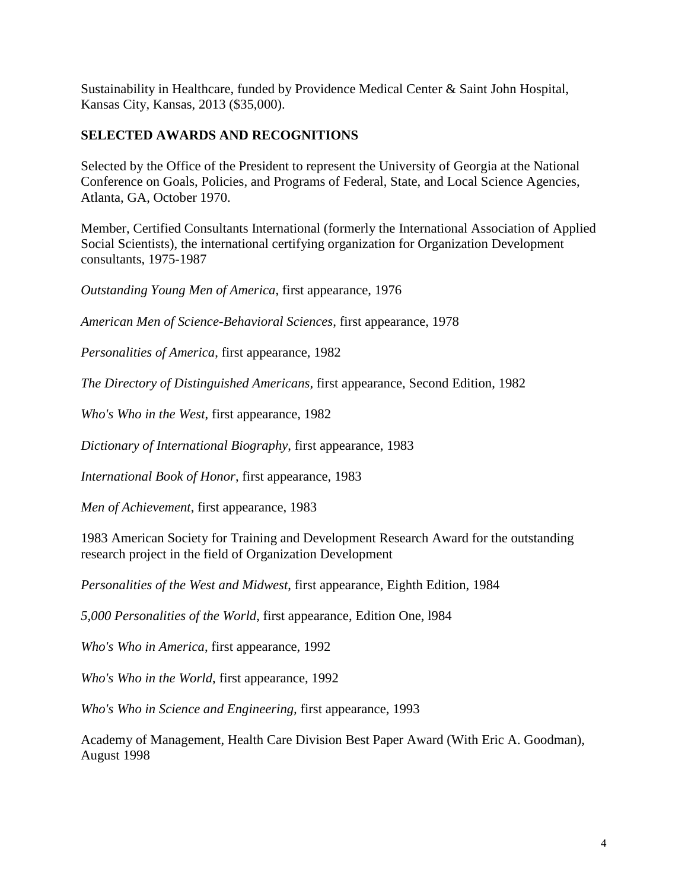Sustainability in Healthcare, funded by Providence Medical Center & Saint John Hospital, Kansas City, Kansas, 2013 ($35,000).

## SELECTED AWARDS AND RECOGNITIONS

Selected by the Office of the President to represent the University of Georgia at the National Conference on Goals, Policies, and Programs of Federal, State, and Local Science Agencies, Atlanta, GA, October 1970.

Member, Certified Consultants International (formerly the International Association of Applied Social Scientists), the international certifying organization for Organization Development consultants, 1975-1987

*Outstanding Young Men of America*, first appearance, 1976

*American Men of Science-Behavioral Sciences*, first appearance, 1978

*Personalities of America*, first appearance, 1982

*The Directory of Distinguished Americans*, first appearance, Second Edition, 1982

*Who's Who in the West*, first appearance, 1982

*Dictionary of International Biography*, first appearance, 1983

*International Book of Honor*, first appearance, 1983

*Men of Achievement*, first appearance, 1983

1983 American Society for Training and Development Research Award for the outstanding research project in the field of Organization Development

*Personalities of the West and Midwest*, first appearance, Eighth Edition, 1984

*5,000 Personalities of the World*, first appearance, Edition One, l984

*Who's Who in America*, first appearance, 1992

*Who's Who in the World*, first appearance, 1992

*Who's Who in Science and Engineering*, first appearance, 1993

Academy of Management, Health Care Division Best Paper Award (With Eric A. Goodman), August 1998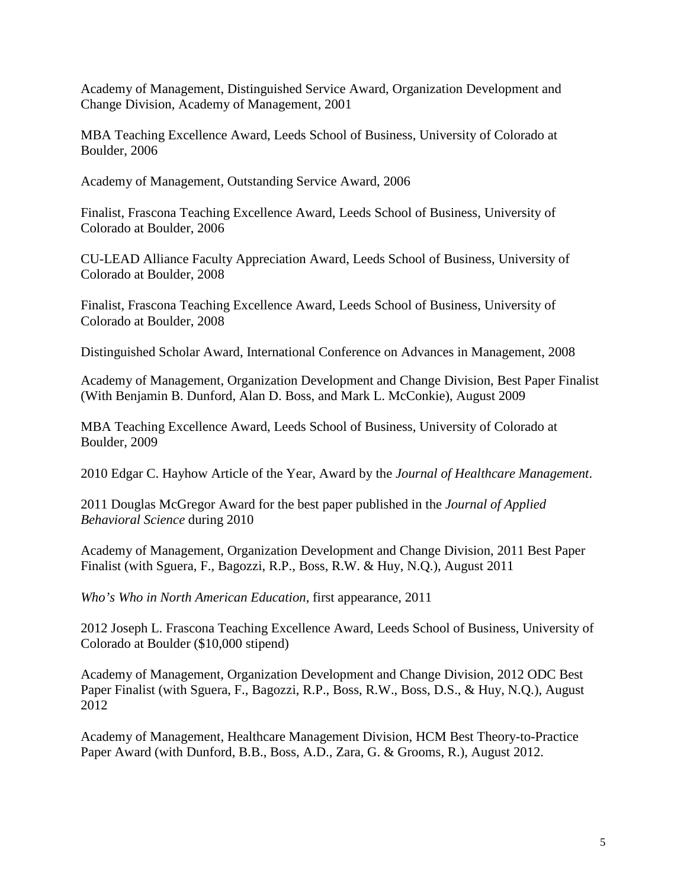Academy of Management, Distinguished Service Award, Organization Development and Change Division, Academy of Management, 2001

MBA Teaching Excellence Award, Leeds School of Business, University of Colorado at Boulder, 2006

Academy of Management, Outstanding Service Award, 2006

Finalist, Frascona Teaching Excellence Award, Leeds School of Business, University of Colorado at Boulder, 2006

CU-LEAD Alliance Faculty Appreciation Award, Leeds School of Business, University of Colorado at Boulder, 2008

Finalist, Frascona Teaching Excellence Award, Leeds School of Business, University of Colorado at Boulder, 2008

Distinguished Scholar Award, International Conference on Advances in Management, 2008

Academy of Management, Organization Development and Change Division, Best Paper Finalist (With Benjamin B. Dunford, Alan D. Boss, and Mark L. McConkie), August 2009

MBA Teaching Excellence Award, Leeds School of Business, University of Colorado at Boulder, 2009

2010 Edgar C. Hayhow Article of the Year, Award by the *Journal of Healthcare Management*.

2011 Douglas McGregor Award for the best paper published in the *Journal of Applied Behavioral Science* during 2010

Academy of Management, Organization Development and Change Division, 2011 Best Paper Finalist (with Sguera, F., Bagozzi, R.P., Boss, R.W. & Huy, N.Q.), August 2011

*Who's Who in North American Education*, first appearance, 2011

2012 Joseph L. Frascona Teaching Excellence Award, Leeds School of Business, University of Colorado at Boulder ($10,000 stipend)

Academy of Management, Organization Development and Change Division, 2012 ODC Best Paper Finalist (with Sguera, F., Bagozzi, R.P., Boss, R.W., Boss, D.S., & Huy, N.Q.), August 2012

Academy of Management, Healthcare Management Division, HCM Best Theory-to-Practice Paper Award (with Dunford, B.B., Boss, A.D., Zara, G. & Grooms, R.), August 2012.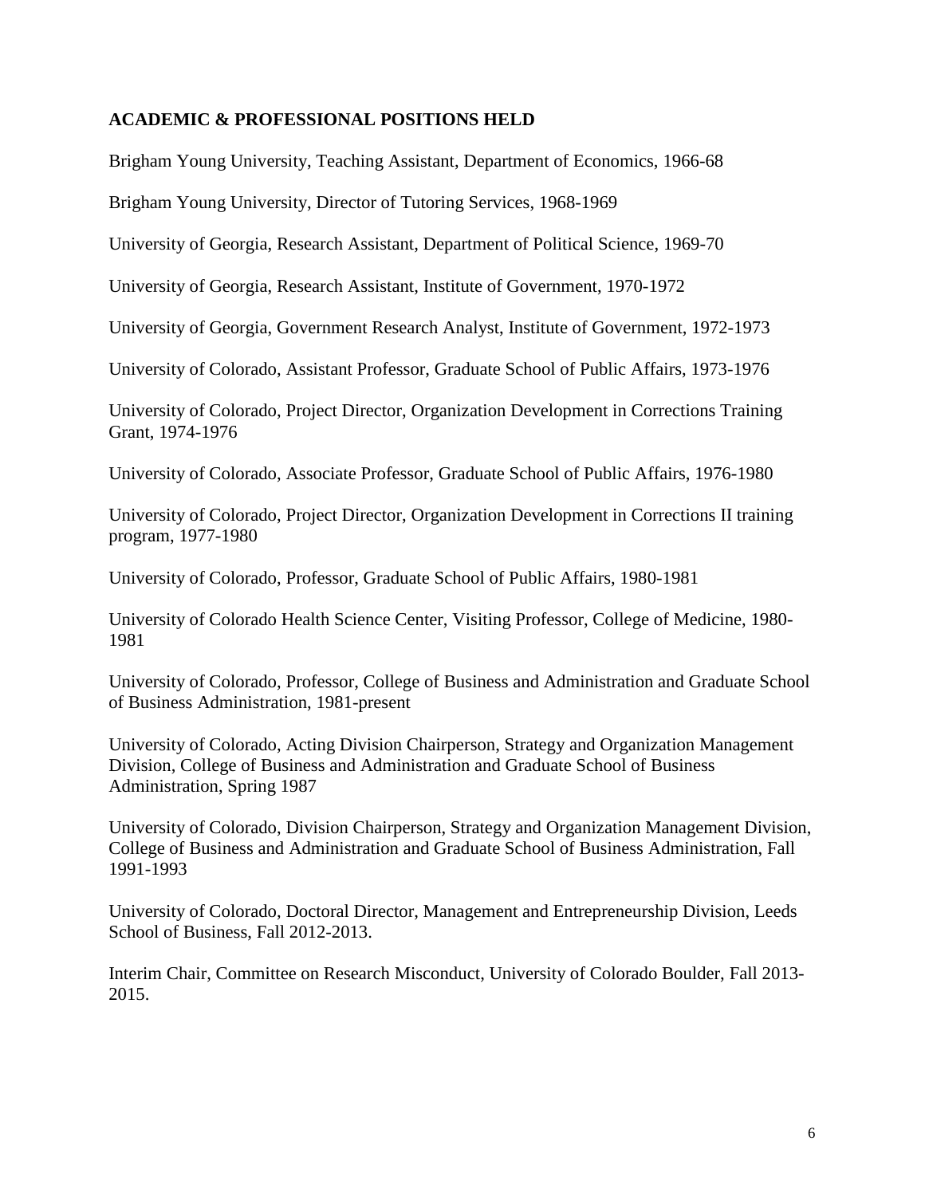**ACADEMIC & PROFESSIONAL POSITIONS HELD**

Brigham Young University, Teaching Assistant, Department of Economics, 1966-68

Brigham Young University, Director of Tutoring Services, 1968-1969

University of Georgia, Research Assistant, Department of Political Science, 1969-70

University of Georgia, Research Assistant, Institute of Government, 1970-1972

University of Georgia, Government Research Analyst, Institute of Government, 1972-1973

University of Colorado, Assistant Professor, Graduate School of Public Affairs, 1973-1976

University of Colorado, Project Director, Organization Development in Corrections Training Grant, 1974-1976

University of Colorado, Associate Professor, Graduate School of Public Affairs, 1976-1980

University of Colorado, Project Director, Organization Development in Corrections II training program, 1977-1980

University of Colorado, Professor, Graduate School of Public Affairs, 1980-1981

University of Colorado Health Science Center, Visiting Professor, College of Medicine, 1980-1981

University of Colorado, Professor, College of Business and Administration and Graduate School of Business Administration, 1981-present

University of Colorado, Acting Division Chairperson, Strategy and Organization Management Division, College of Business and Administration and Graduate School of Business Administration, Spring 1987

University of Colorado, Division Chairperson, Strategy and Organization Management Division, College of Business and Administration and Graduate School of Business Administration, Fall 1991-1993

University of Colorado, Doctoral Director, Management and Entrepreneurship Division, Leeds School of Business, Fall 2012-2013.

Interim Chair, Committee on Research Misconduct, University of Colorado Boulder, Fall 2013-2015.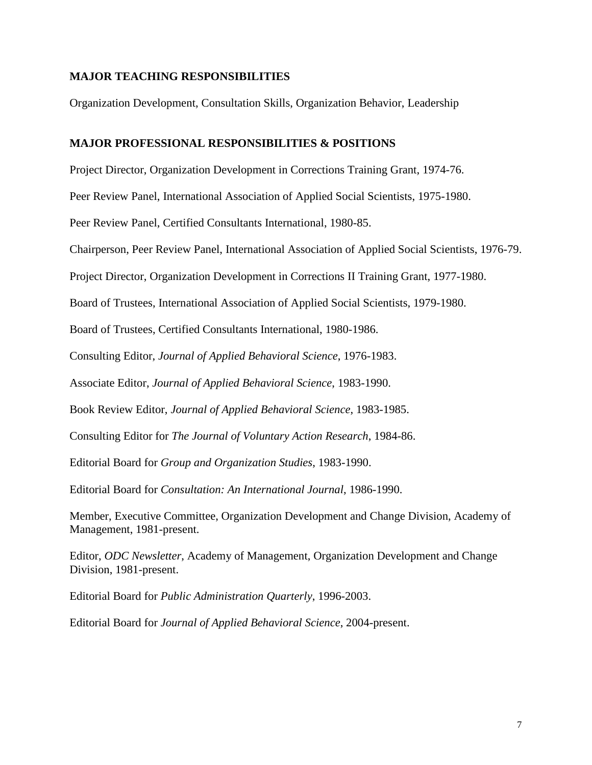## MAJOR TEACHING RESPONSIBILITIES

Organization Development, Consultation Skills, Organization Behavior, Leadership

## MAJOR PROFESSIONAL RESPONSIBILITIES & POSITIONS

Project Director, Organization Development in Corrections Training Grant, 1974-76.

Peer Review Panel, International Association of Applied Social Scientists, 1975-1980.

Peer Review Panel, Certified Consultants International, 1980-85.

Chairperson, Peer Review Panel, International Association of Applied Social Scientists, 1976-79.

Project Director, Organization Development in Corrections II Training Grant, 1977-1980.

Board of Trustees, International Association of Applied Social Scientists, 1979-1980.

Board of Trustees, Certified Consultants International, 1980-1986.

Consulting Editor, *Journal of Applied Behavioral Science*, 1976-1983.

Associate Editor, *Journal of Applied Behavioral Science*, 1983-1990.

Book Review Editor, *Journal of Applied Behavioral Science*, 1983-1985.

Consulting Editor for *The Journal of Voluntary Action Research*, 1984-86.

Editorial Board for *Group and Organization Studies*, 1983-1990.

Editorial Board for *Consultation: An International Journal*, 1986-1990.

Member, Executive Committee, Organization Development and Change Division, Academy of Management, 1981-present.

Editor, *ODC Newsletter*, Academy of Management, Organization Development and Change Division, 1981-present.

Editorial Board for *Public Administration Quarterly*, 1996-2003.

Editorial Board for *Journal of Applied Behavioral Science*, 2004-present.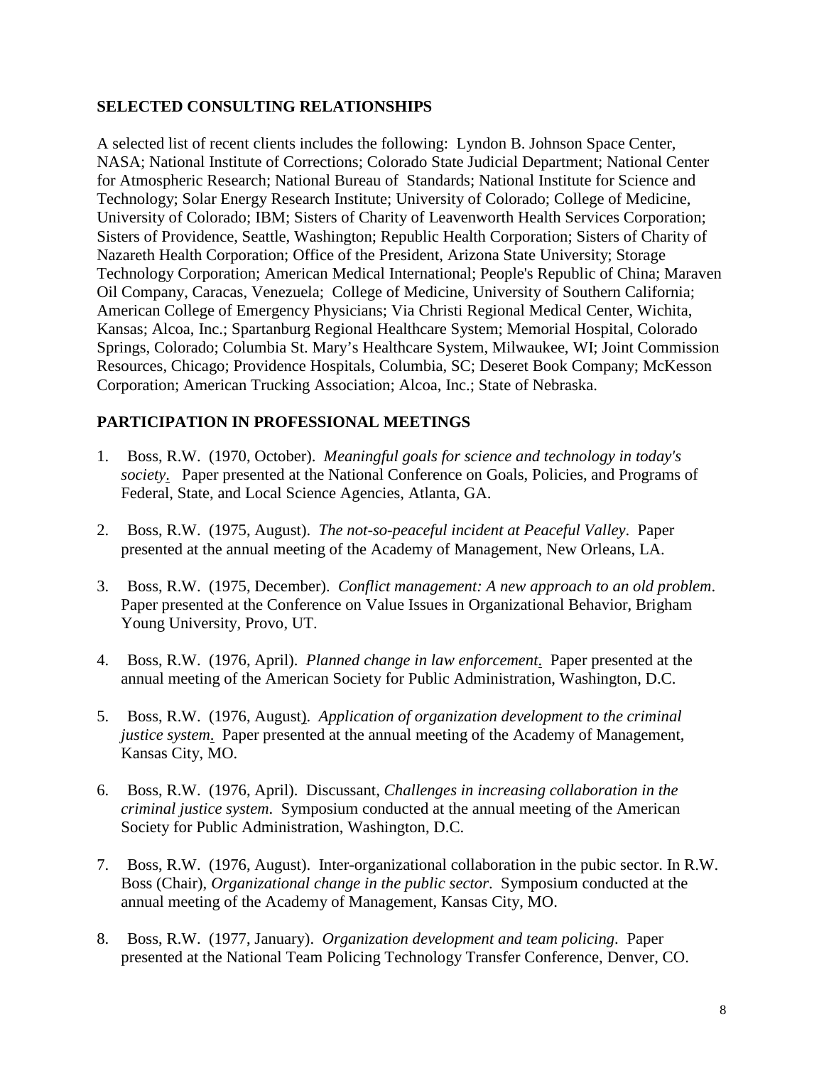## SELECTED CONSULTING RELATIONSHIPS

A selected list of recent clients includes the following: Lyndon B. Johnson Space Center, NASA; National Institute of Corrections; Colorado State Judicial Department; National Center for Atmospheric Research; National Bureau of Standards; National Institute for Science and Technology; Solar Energy Research Institute; University of Colorado; College of Medicine, University of Colorado; IBM; Sisters of Charity of Leavenworth Health Services Corporation; Sisters of Providence, Seattle, Washington; Republic Health Corporation; Sisters of Charity of Nazareth Health Corporation; Office of the President, Arizona State University; Storage Technology Corporation; American Medical International; People's Republic of China; Maraven Oil Company, Caracas, Venezuela; College of Medicine, University of Southern California; American College of Emergency Physicians; Via Christi Regional Medical Center, Wichita, Kansas; Alcoa, Inc.; Spartanburg Regional Healthcare System; Memorial Hospital, Colorado Springs, Colorado; Columbia St. Mary's Healthcare System, Milwaukee, WI; Joint Commission Resources, Chicago; Providence Hospitals, Columbia, SC; Deseret Book Company; McKesson Corporation; American Trucking Association; Alcoa, Inc.; State of Nebraska.

## PARTICIPATION IN PROFESSIONAL MEETINGS

1. Boss, R.W. (1970, October). *Meaningful goals for science and technology in today's society*. Paper presented at the National Conference on Goals, Policies, and Programs of Federal, State, and Local Science Agencies, Atlanta, GA.

2. Boss, R.W. (1975, August). *The not-so-peaceful incident at Peaceful Valley*. Paper presented at the annual meeting of the Academy of Management, New Orleans, LA.

3. Boss, R.W. (1975, December). *Conflict management: A new approach to an old problem*. Paper presented at the Conference on Value Issues in Organizational Behavior, Brigham Young University, Provo, UT.

4. Boss, R.W. (1976, April). *Planned change in law enforcement*. Paper presented at the annual meeting of the American Society for Public Administration, Washington, D.C.

5. Boss, R.W. (1976, August). *Application of organization development to the criminal justice system*. Paper presented at the annual meeting of the Academy of Management, Kansas City, MO.

6. Boss, R.W. (1976, April). Discussant, *Challenges in increasing collaboration in the criminal justice system*. Symposium conducted at the annual meeting of the American Society for Public Administration, Washington, D.C.

7. Boss, R.W. (1976, August). Inter-organizational collaboration in the pubic sector. In R.W. Boss (Chair), *Organizational change in the public sector*. Symposium conducted at the annual meeting of the Academy of Management, Kansas City, MO.

8. Boss, R.W. (1977, January). *Organization development and team policing*. Paper presented at the National Team Policing Technology Transfer Conference, Denver, CO.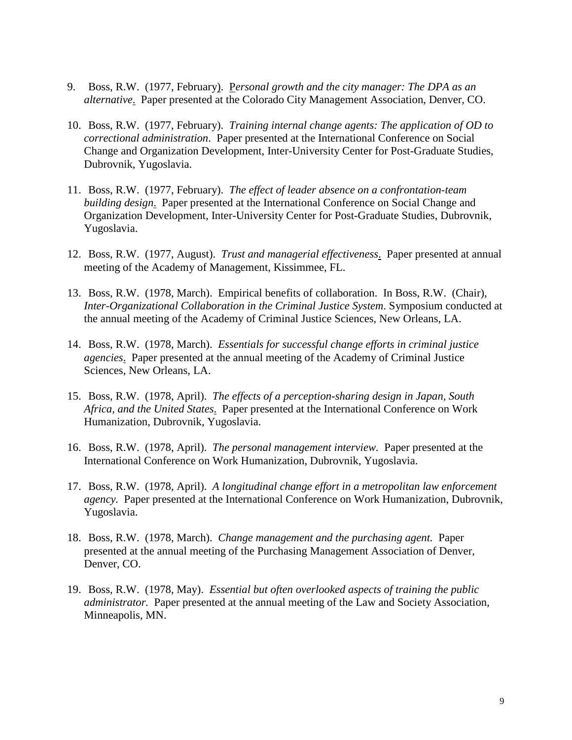9. Boss, R.W. (1977, February). *Personal growth and the city manager: The DPA as an alternative*. Paper presented at the Colorado City Management Association, Denver, CO.

10. Boss, R.W. (1977, February). *Training internal change agents: The application of OD to correctional administration*. Paper presented at the International Conference on Social Change and Organization Development, Inter-University Center for Post-Graduate Studies, Dubrovnik, Yugoslavia.

11. Boss, R.W. (1977, February). *The effect of leader absence on a confrontation-team building design*. Paper presented at the International Conference on Social Change and Organization Development, Inter-University Center for Post-Graduate Studies, Dubrovnik, Yugoslavia.

12. Boss, R.W. (1977, August). *Trust and managerial effectiveness*. Paper presented at annual meeting of the Academy of Management, Kissimmee, FL.

13. Boss, R.W. (1978, March). Empirical benefits of collaboration. In Boss, R.W. (Chair), *Inter-Organizational Collaboration in the Criminal Justice System*. Symposium conducted at the annual meeting of the Academy of Criminal Justice Sciences, New Orleans, LA.

14. Boss, R.W. (1978, March). *Essentials for successful change efforts in criminal justice agencies*. Paper presented at the annual meeting of the Academy of Criminal Justice Sciences, New Orleans, LA.

15. Boss, R.W. (1978, April). *The effects of a perception-sharing design in Japan, South Africa, and the United States*. Paper presented at the International Conference on Work Humanization, Dubrovnik, Yugoslavia.

16. Boss, R.W. (1978, April). *The personal management interview*. Paper presented at the International Conference on Work Humanization, Dubrovnik, Yugoslavia.

17. Boss, R.W. (1978, April). *A longitudinal change effort in a metropolitan law enforcement agency*. Paper presented at the International Conference on Work Humanization, Dubrovnik, Yugoslavia.

18. Boss, R.W. (1978, March). *Change management and the purchasing agent*. Paper presented at the annual meeting of the Purchasing Management Association of Denver, Denver, CO.

19. Boss, R.W. (1978, May). *Essential but often overlooked aspects of training the public administrator*. Paper presented at the annual meeting of the Law and Society Association, Minneapolis, MN.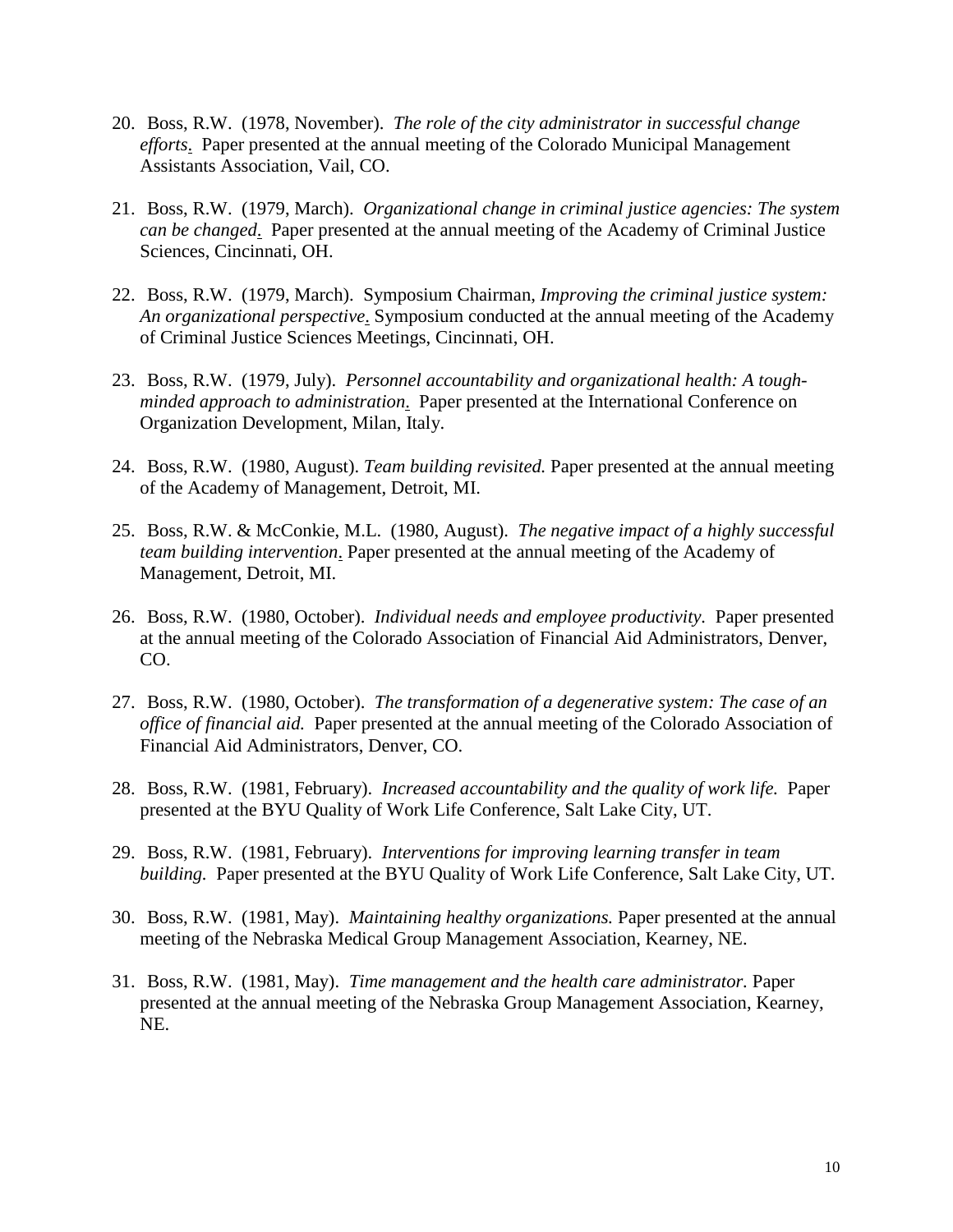20. Boss, R.W. (1978, November). *The role of the city administrator in successful change efforts*. Paper presented at the annual meeting of the Colorado Municipal Management Assistants Association, Vail, CO.

21. Boss, R.W. (1979, March). *Organizational change in criminal justice agencies: The system can be changed*. Paper presented at the annual meeting of the Academy of Criminal Justice Sciences, Cincinnati, OH.

22. Boss, R.W. (1979, March). Symposium Chairman, *Improving the criminal justice system: An organizational perspective*. Symposium conducted at the annual meeting of the Academy of Criminal Justice Sciences Meetings, Cincinnati, OH.

23. Boss, R.W. (1979, July). *Personnel accountability and organizational health: A tough-minded approach to administration*. Paper presented at the International Conference on Organization Development, Milan, Italy.

24. Boss, R.W. (1980, August). *Team building revisited.* Paper presented at the annual meeting of the Academy of Management, Detroit, MI.

25. Boss, R.W. & McConkie, M.L. (1980, August). *The negative impact of a highly successful team building intervention*. Paper presented at the annual meeting of the Academy of Management, Detroit, MI.

26. Boss, R.W. (1980, October). *Individual needs and employee productivity*. Paper presented at the annual meeting of the Colorado Association of Financial Aid Administrators, Denver, CO.

27. Boss, R.W. (1980, October). *The transformation of a degenerative system: The case of an office of financial aid.* Paper presented at the annual meeting of the Colorado Association of Financial Aid Administrators, Denver, CO.

28. Boss, R.W. (1981, February). *Increased accountability and the quality of work life.* Paper presented at the BYU Quality of Work Life Conference, Salt Lake City, UT.

29. Boss, R.W. (1981, February). *Interventions for improving learning transfer in team building.* Paper presented at the BYU Quality of Work Life Conference, Salt Lake City, UT.

30. Boss, R.W. (1981, May). *Maintaining healthy organizations.* Paper presented at the annual meeting of the Nebraska Medical Group Management Association, Kearney, NE.

31. Boss, R.W. (1981, May). *Time management and the health care administrator*. Paper presented at the annual meeting of the Nebraska Group Management Association, Kearney, NE.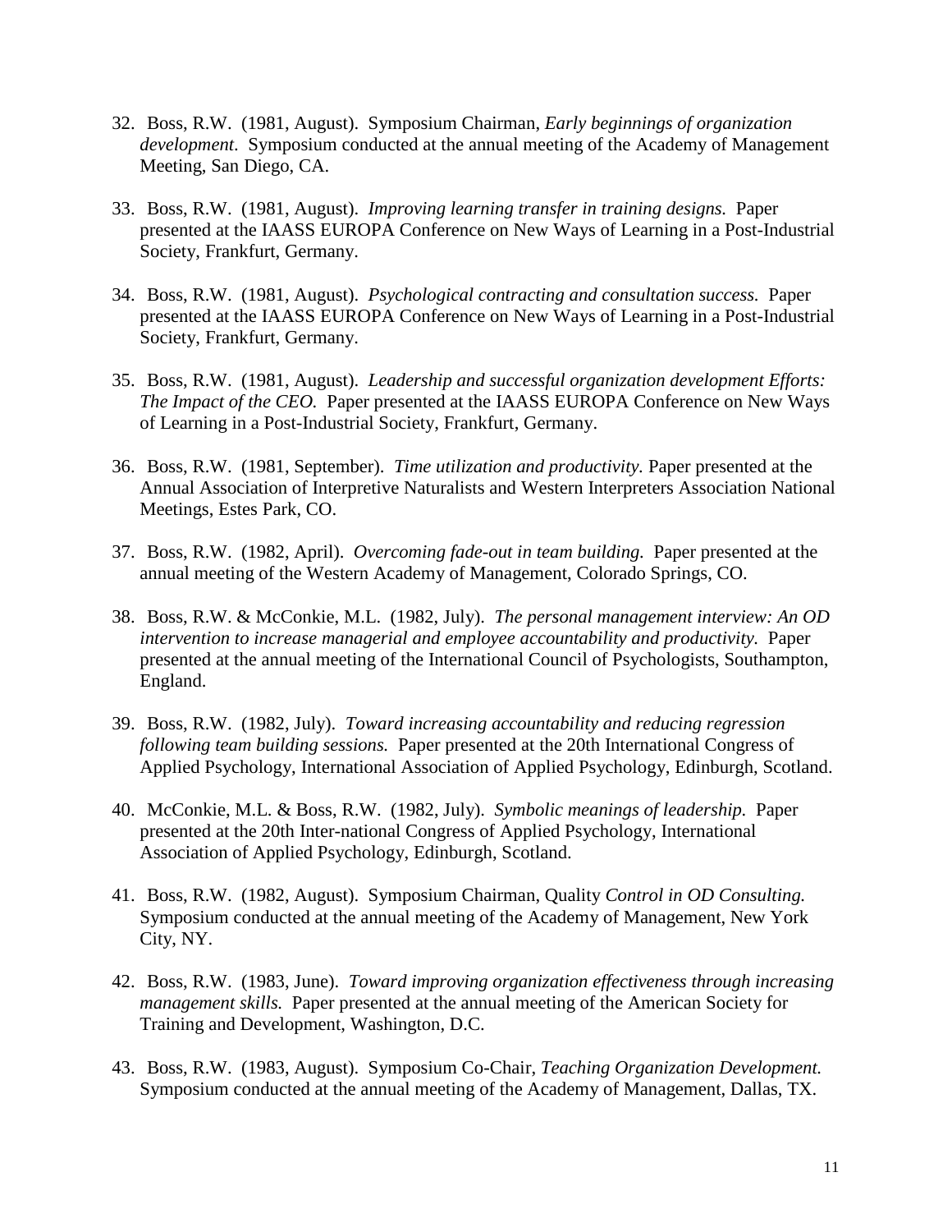32. Boss, R.W. (1981, August). Symposium Chairman, *Early beginnings of organization development*. Symposium conducted at the annual meeting of the Academy of Management Meeting, San Diego, CA.

33. Boss, R.W. (1981, August). *Improving learning transfer in training designs.* Paper presented at the IAASS EUROPA Conference on New Ways of Learning in a Post-Industrial Society, Frankfurt, Germany.

34. Boss, R.W. (1981, August). *Psychological contracting and consultation success.* Paper presented at the IAASS EUROPA Conference on New Ways of Learning in a Post-Industrial Society, Frankfurt, Germany.

35. Boss, R.W. (1981, August). *Leadership and successful organization development Efforts: The Impact of the CEO.* Paper presented at the IAASS EUROPA Conference on New Ways of Learning in a Post-Industrial Society, Frankfurt, Germany.

36. Boss, R.W. (1981, September). *Time utilization and productivity.* Paper presented at the Annual Association of Interpretive Naturalists and Western Interpreters Association National Meetings, Estes Park, CO.

37. Boss, R.W. (1982, April). *Overcoming fade-out in team building.* Paper presented at the annual meeting of the Western Academy of Management, Colorado Springs, CO.

38. Boss, R.W. & McConkie, M.L. (1982, July). *The personal management interview: An OD intervention to increase managerial and employee accountability and productivity.* Paper presented at the annual meeting of the International Council of Psychologists, Southampton, England.

39. Boss, R.W. (1982, July). *Toward increasing accountability and reducing regression following team building sessions.* Paper presented at the 20th International Congress of Applied Psychology, International Association of Applied Psychology, Edinburgh, Scotland.

40. McConkie, M.L. & Boss, R.W. (1982, July). *Symbolic meanings of leadership.* Paper presented at the 20th Inter-national Congress of Applied Psychology, International Association of Applied Psychology, Edinburgh, Scotland.

41. Boss, R.W. (1982, August). Symposium Chairman, Quality *Control in OD Consulting.* Symposium conducted at the annual meeting of the Academy of Management, New York City, NY.

42. Boss, R.W. (1983, June). *Toward improving organization effectiveness through increasing management skills.* Paper presented at the annual meeting of the American Society for Training and Development, Washington, D.C.

43. Boss, R.W. (1983, August). Symposium Co-Chair, *Teaching Organization Development.* Symposium conducted at the annual meeting of the Academy of Management, Dallas, TX.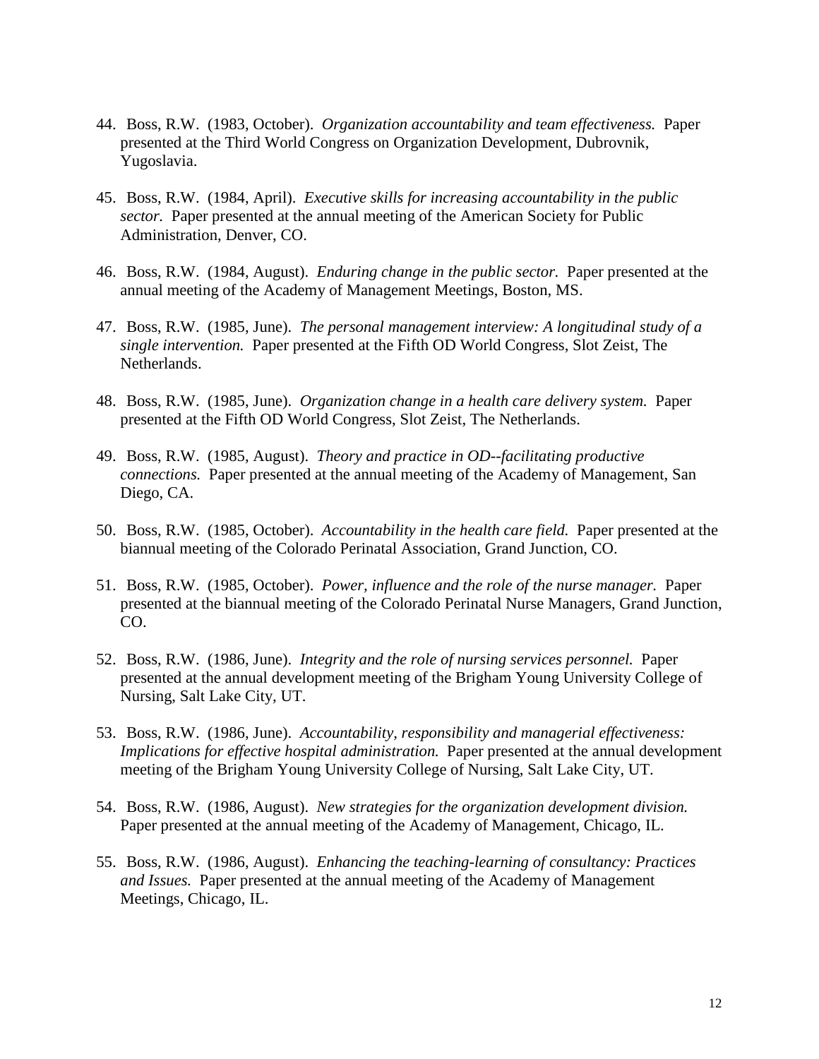44. Boss, R.W. (1983, October). *Organization accountability and team effectiveness.* Paper presented at the Third World Congress on Organization Development, Dubrovnik, Yugoslavia.

45. Boss, R.W. (1984, April). *Executive skills for increasing accountability in the public sector.* Paper presented at the annual meeting of the American Society for Public Administration, Denver, CO.

46. Boss, R.W. (1984, August). *Enduring change in the public sector.* Paper presented at the annual meeting of the Academy of Management Meetings, Boston, MS.

47. Boss, R.W. (1985, June). *The personal management interview: A longitudinal study of a single intervention.* Paper presented at the Fifth OD World Congress, Slot Zeist, The Netherlands.

48. Boss, R.W. (1985, June). *Organization change in a health care delivery system.* Paper presented at the Fifth OD World Congress, Slot Zeist, The Netherlands.

49. Boss, R.W. (1985, August). *Theory and practice in OD--facilitating productive connections.* Paper presented at the annual meeting of the Academy of Management, San Diego, CA.

50. Boss, R.W. (1985, October). *Accountability in the health care field.* Paper presented at the biannual meeting of the Colorado Perinatal Association, Grand Junction, CO.

51. Boss, R.W. (1985, October). *Power, influence and the role of the nurse manager.* Paper presented at the biannual meeting of the Colorado Perinatal Nurse Managers, Grand Junction, CO.

52. Boss, R.W. (1986, June). *Integrity and the role of nursing services personnel.* Paper presented at the annual development meeting of the Brigham Young University College of Nursing, Salt Lake City, UT.

53. Boss, R.W. (1986, June). *Accountability, responsibility and managerial effectiveness: Implications for effective hospital administration.* Paper presented at the annual development meeting of the Brigham Young University College of Nursing, Salt Lake City, UT.

54. Boss, R.W. (1986, August). *New strategies for the organization development division.* Paper presented at the annual meeting of the Academy of Management, Chicago, IL.

55. Boss, R.W. (1986, August). *Enhancing the teaching-learning of consultancy: Practices and Issues.* Paper presented at the annual meeting of the Academy of Management Meetings, Chicago, IL.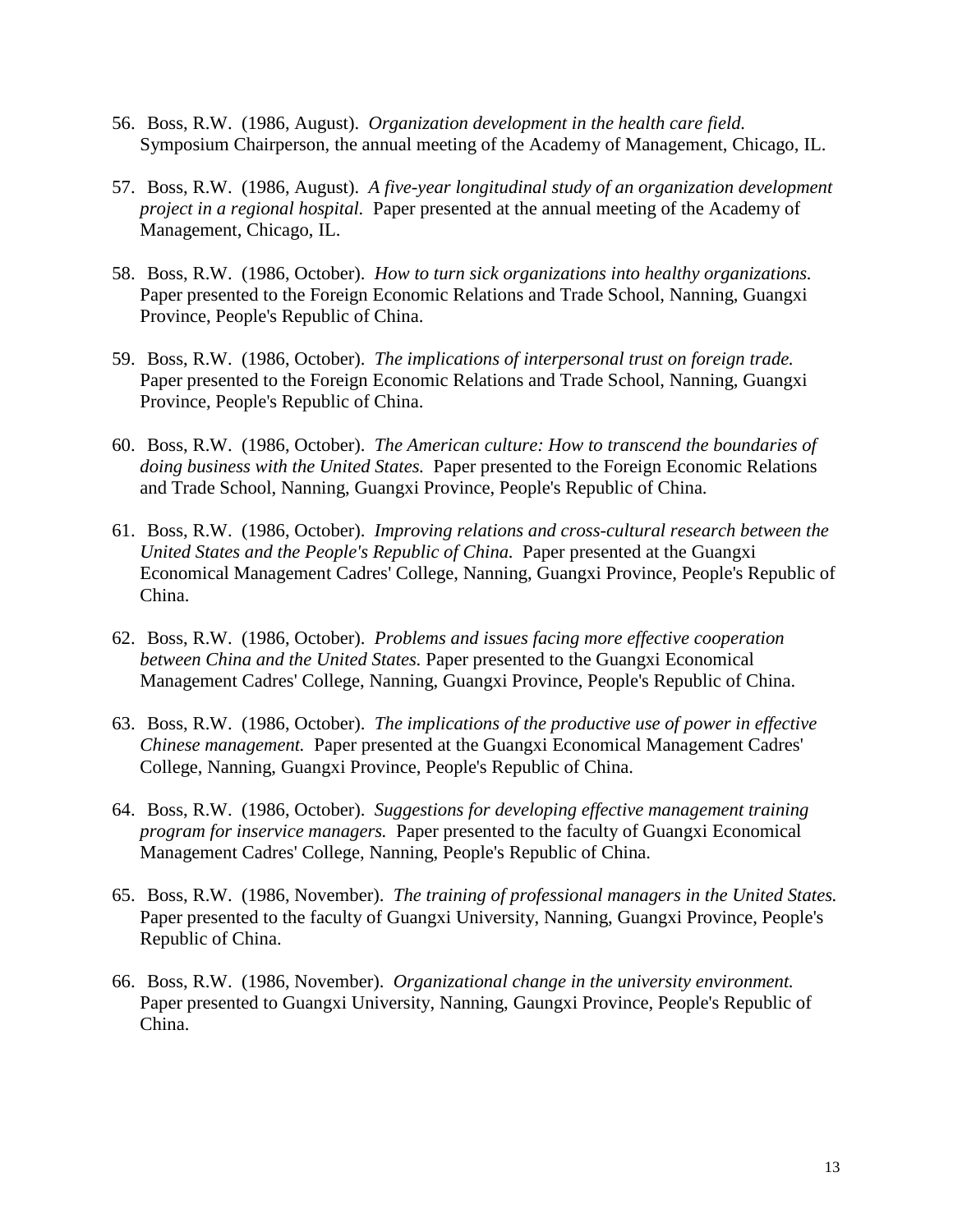56. Boss, R.W. (1986, August). *Organization development in the health care field.* Symposium Chairperson, the annual meeting of the Academy of Management, Chicago, IL.

57. Boss, R.W. (1986, August). *A five-year longitudinal study of an organization development project in a regional hospital.* Paper presented at the annual meeting of the Academy of Management, Chicago, IL.

58. Boss, R.W. (1986, October). *How to turn sick organizations into healthy organizations.* Paper presented to the Foreign Economic Relations and Trade School, Nanning, Guangxi Province, People's Republic of China.

59. Boss, R.W. (1986, October). *The implications of interpersonal trust on foreign trade.* Paper presented to the Foreign Economic Relations and Trade School, Nanning, Guangxi Province, People's Republic of China.

60. Boss, R.W. (1986, October). *The American culture: How to transcend the boundaries of doing business with the United States.* Paper presented to the Foreign Economic Relations and Trade School, Nanning, Guangxi Province, People's Republic of China.

61. Boss, R.W. (1986, October). *Improving relations and cross-cultural research between the United States and the People's Republic of China.* Paper presented at the Guangxi Economical Management Cadres' College, Nanning, Guangxi Province, People's Republic of China.

62. Boss, R.W. (1986, October). *Problems and issues facing more effective cooperation between China and the United States.* Paper presented to the Guangxi Economical Management Cadres' College, Nanning, Guangxi Province, People's Republic of China.

63. Boss, R.W. (1986, October). *The implications of the productive use of power in effective Chinese management.* Paper presented at the Guangxi Economical Management Cadres' College, Nanning, Guangxi Province, People's Republic of China.

64. Boss, R.W. (1986, October). *Suggestions for developing effective management training program for inservice managers.* Paper presented to the faculty of Guangxi Economical Management Cadres' College, Nanning, People's Republic of China.

65. Boss, R.W. (1986, November). *The training of professional managers in the United States.* Paper presented to the faculty of Guangxi University, Nanning, Guangxi Province, People's Republic of China.

66. Boss, R.W. (1986, November). *Organizational change in the university environment.* Paper presented to Guangxi University, Nanning, Gaungxi Province, People's Republic of China.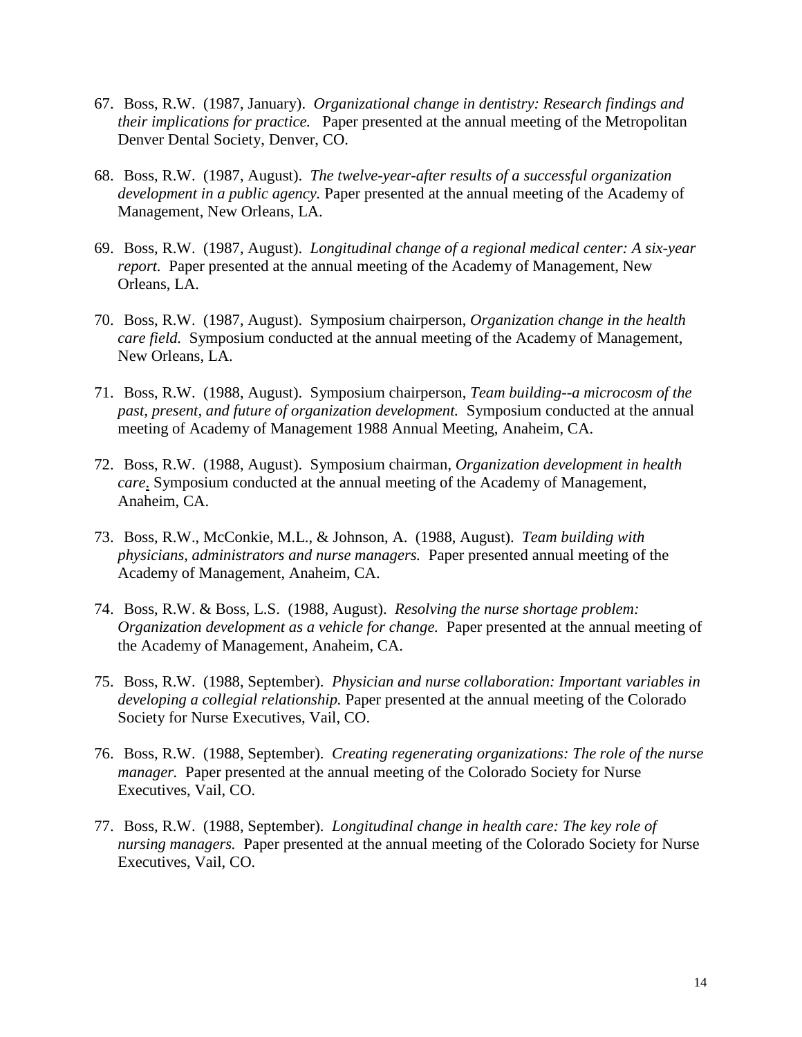67. Boss, R.W. (1987, January). *Organizational change in dentistry: Research findings and their implications for practice.* Paper presented at the annual meeting of the Metropolitan Denver Dental Society, Denver, CO.

68. Boss, R.W. (1987, August). *The twelve-year-after results of a successful organization development in a public agency.* Paper presented at the annual meeting of the Academy of Management, New Orleans, LA.

69. Boss, R.W. (1987, August). *Longitudinal change of a regional medical center: A six-year report.* Paper presented at the annual meeting of the Academy of Management, New Orleans, LA.

70. Boss, R.W. (1987, August). Symposium chairperson, *Organization change in the health care field.* Symposium conducted at the annual meeting of the Academy of Management, New Orleans, LA.

71. Boss, R.W. (1988, August). Symposium chairperson, *Team building--a microcosm of the past, present, and future of organization development.* Symposium conducted at the annual meeting of Academy of Management 1988 Annual Meeting, Anaheim, CA.

72. Boss, R.W. (1988, August). Symposium chairman, *Organization development in health care.* Symposium conducted at the annual meeting of the Academy of Management, Anaheim, CA.

73. Boss, R.W., McConkie, M.L., & Johnson, A. (1988, August). *Team building with physicians, administrators and nurse managers.* Paper presented annual meeting of the Academy of Management, Anaheim, CA.

74. Boss, R.W. & Boss, L.S. (1988, August). *Resolving the nurse shortage problem: Organization development as a vehicle for change.* Paper presented at the annual meeting of the Academy of Management, Anaheim, CA.

75. Boss, R.W. (1988, September). *Physician and nurse collaboration: Important variables in developing a collegial relationship.* Paper presented at the annual meeting of the Colorado Society for Nurse Executives, Vail, CO.

76. Boss, R.W. (1988, September). *Creating regenerating organizations: The role of the nurse manager.* Paper presented at the annual meeting of the Colorado Society for Nurse Executives, Vail, CO.

77. Boss, R.W. (1988, September). *Longitudinal change in health care: The key role of nursing managers.* Paper presented at the annual meeting of the Colorado Society for Nurse Executives, Vail, CO.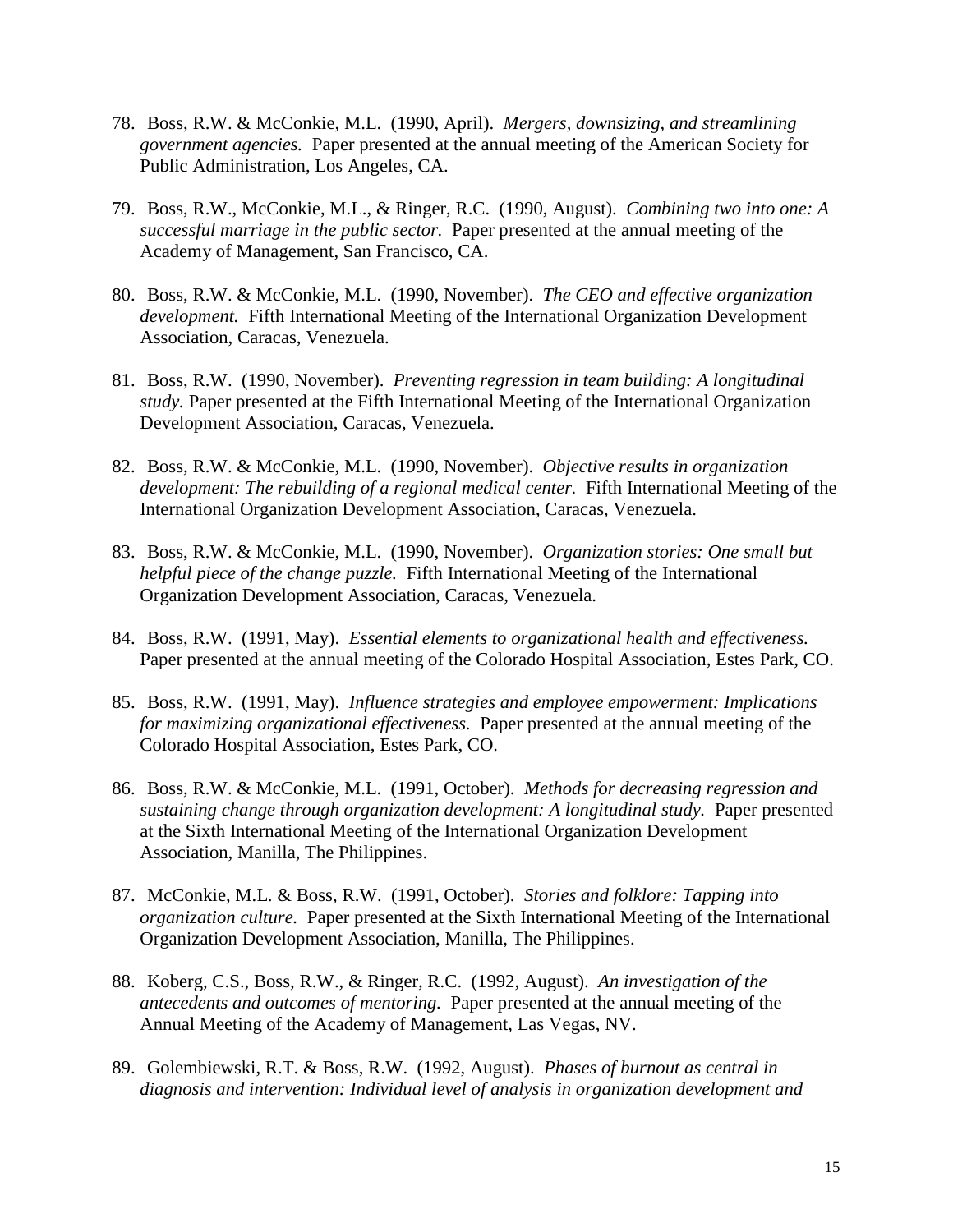78. Boss, R.W. & McConkie, M.L. (1990, April). *Mergers, downsizing, and streamlining government agencies.* Paper presented at the annual meeting of the American Society for Public Administration, Los Angeles, CA.

79. Boss, R.W., McConkie, M.L., & Ringer, R.C. (1990, August). *Combining two into one: A successful marriage in the public sector.* Paper presented at the annual meeting of the Academy of Management, San Francisco, CA.

80. Boss, R.W. & McConkie, M.L. (1990, November). *The CEO and effective organization development.* Fifth International Meeting of the International Organization Development Association, Caracas, Venezuela.

81. Boss, R.W. (1990, November). *Preventing regression in team building: A longitudinal study.* Paper presented at the Fifth International Meeting of the International Organization Development Association, Caracas, Venezuela.

82. Boss, R.W. & McConkie, M.L. (1990, November). *Objective results in organization development: The rebuilding of a regional medical center.* Fifth International Meeting of the International Organization Development Association, Caracas, Venezuela.

83. Boss, R.W. & McConkie, M.L. (1990, November). *Organization stories: One small but helpful piece of the change puzzle.* Fifth International Meeting of the International Organization Development Association, Caracas, Venezuela.

84. Boss, R.W. (1991, May). *Essential elements to organizational health and effectiveness.* Paper presented at the annual meeting of the Colorado Hospital Association, Estes Park, CO.

85. Boss, R.W. (1991, May). *Influence strategies and employee empowerment: Implications for maximizing organizational effectiveness.* Paper presented at the annual meeting of the Colorado Hospital Association, Estes Park, CO.

86. Boss, R.W. & McConkie, M.L. (1991, October). *Methods for decreasing regression and sustaining change through organization development: A longitudinal study.* Paper presented at the Sixth International Meeting of the International Organization Development Association, Manilla, The Philippines.

87. McConkie, M.L. & Boss, R.W. (1991, October). *Stories and folklore: Tapping into organization culture.* Paper presented at the Sixth International Meeting of the International Organization Development Association, Manilla, The Philippines.

88. Koberg, C.S., Boss, R.W., & Ringer, R.C. (1992, August). *An investigation of the antecedents and outcomes of mentoring.* Paper presented at the annual meeting of the Annual Meeting of the Academy of Management, Las Vegas, NV.

89. Golembiewski, R.T. & Boss, R.W. (1992, August). *Phases of burnout as central in diagnosis and intervention: Individual level of analysis in organization development and*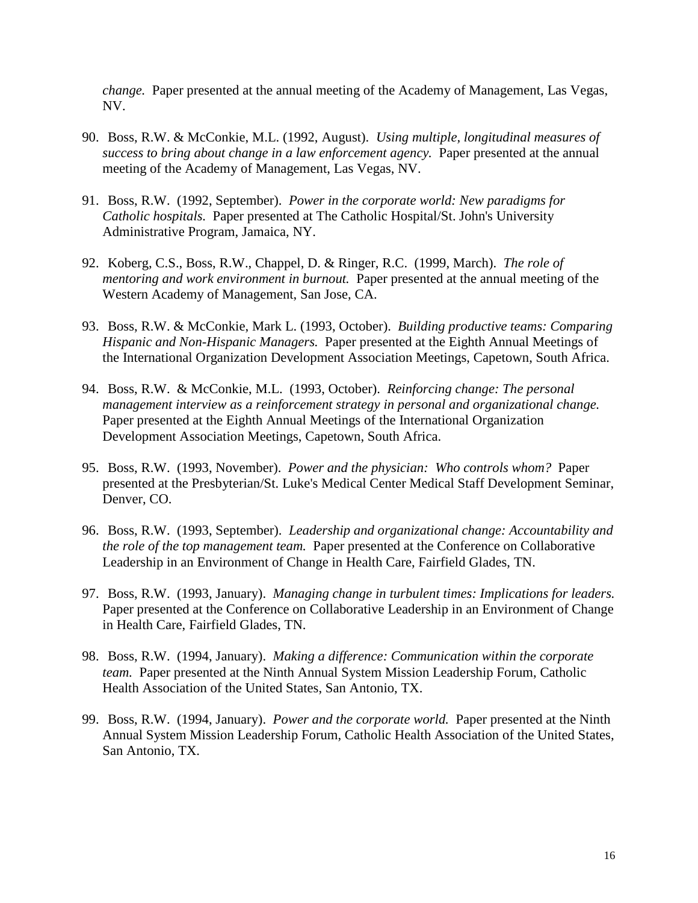*change.* Paper presented at the annual meeting of the Academy of Management, Las Vegas, NV.

90. Boss, R.W. & McConkie, M.L. (1992, August). *Using multiple, longitudinal measures of success to bring about change in a law enforcement agency.* Paper presented at the annual meeting of the Academy of Management, Las Vegas, NV.

91. Boss, R.W. (1992, September). *Power in the corporate world: New paradigms for Catholic hospitals.* Paper presented at The Catholic Hospital/St. John's University Administrative Program, Jamaica, NY.

92. Koberg, C.S., Boss, R.W., Chappel, D. & Ringer, R.C. (1999, March). *The role of mentoring and work environment in burnout.* Paper presented at the annual meeting of the Western Academy of Management, San Jose, CA.

93. Boss, R.W. & McConkie, Mark L. (1993, October). *Building productive teams: Comparing Hispanic and Non-Hispanic Managers.* Paper presented at the Eighth Annual Meetings of the International Organization Development Association Meetings, Capetown, South Africa.

94. Boss, R.W. & McConkie, M.L. (1993, October). *Reinforcing change: The personal management interview as a reinforcement strategy in personal and organizational change.* Paper presented at the Eighth Annual Meetings of the International Organization Development Association Meetings, Capetown, South Africa.

95. Boss, R.W. (1993, November). *Power and the physician: Who controls whom?* Paper presented at the Presbyterian/St. Luke's Medical Center Medical Staff Development Seminar, Denver, CO.

96. Boss, R.W. (1993, September). *Leadership and organizational change: Accountability and the role of the top management team.* Paper presented at the Conference on Collaborative Leadership in an Environment of Change in Health Care, Fairfield Glades, TN.

97. Boss, R.W. (1993, January). *Managing change in turbulent times: Implications for leaders.* Paper presented at the Conference on Collaborative Leadership in an Environment of Change in Health Care, Fairfield Glades, TN.

98. Boss, R.W. (1994, January). *Making a difference: Communication within the corporate team.* Paper presented at the Ninth Annual System Mission Leadership Forum, Catholic Health Association of the United States, San Antonio, TX.

99. Boss, R.W. (1994, January). *Power and the corporate world.* Paper presented at the Ninth Annual System Mission Leadership Forum, Catholic Health Association of the United States, San Antonio, TX.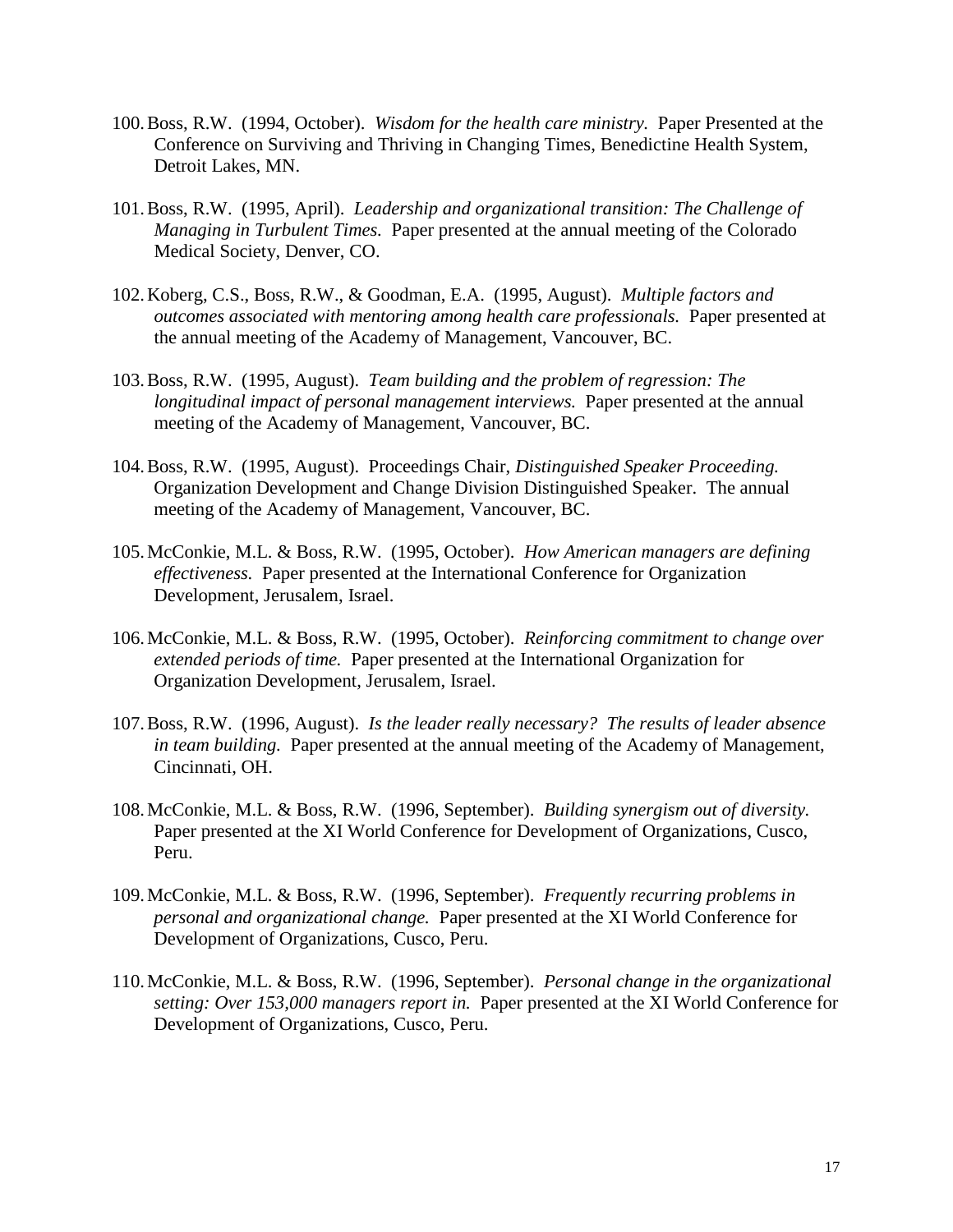100. Boss, R.W. (1994, October). *Wisdom for the health care ministry.* Paper Presented at the Conference on Surviving and Thriving in Changing Times, Benedictine Health System, Detroit Lakes, MN.

101. Boss, R.W. (1995, April). *Leadership and organizational transition: The Challenge of Managing in Turbulent Times.* Paper presented at the annual meeting of the Colorado Medical Society, Denver, CO.

102. Koberg, C.S., Boss, R.W., & Goodman, E.A. (1995, August). *Multiple factors and outcomes associated with mentoring among health care professionals.* Paper presented at the annual meeting of the Academy of Management, Vancouver, BC.

103. Boss, R.W. (1995, August). *Team building and the problem of regression: The longitudinal impact of personal management interviews.* Paper presented at the annual meeting of the Academy of Management, Vancouver, BC.

104. Boss, R.W. (1995, August). Proceedings Chair, *Distinguished Speaker Proceeding.* Organization Development and Change Division Distinguished Speaker. The annual meeting of the Academy of Management, Vancouver, BC.

105. McConkie, M.L. & Boss, R.W. (1995, October). *How American managers are defining effectiveness.* Paper presented at the International Conference for Organization Development, Jerusalem, Israel.

106. McConkie, M.L. & Boss, R.W. (1995, October). *Reinforcing commitment to change over extended periods of time.* Paper presented at the International Organization for Organization Development, Jerusalem, Israel.

107. Boss, R.W. (1996, August). *Is the leader really necessary? The results of leader absence in team building.* Paper presented at the annual meeting of the Academy of Management, Cincinnati, OH.

108. McConkie, M.L. & Boss, R.W. (1996, September). *Building synergism out of diversity.* Paper presented at the XI World Conference for Development of Organizations, Cusco, Peru.

109. McConkie, M.L. & Boss, R.W. (1996, September). *Frequently recurring problems in personal and organizational change.* Paper presented at the XI World Conference for Development of Organizations, Cusco, Peru.

110. McConkie, M.L. & Boss, R.W. (1996, September). *Personal change in the organizational setting: Over 153,000 managers report in.* Paper presented at the XI World Conference for Development of Organizations, Cusco, Peru.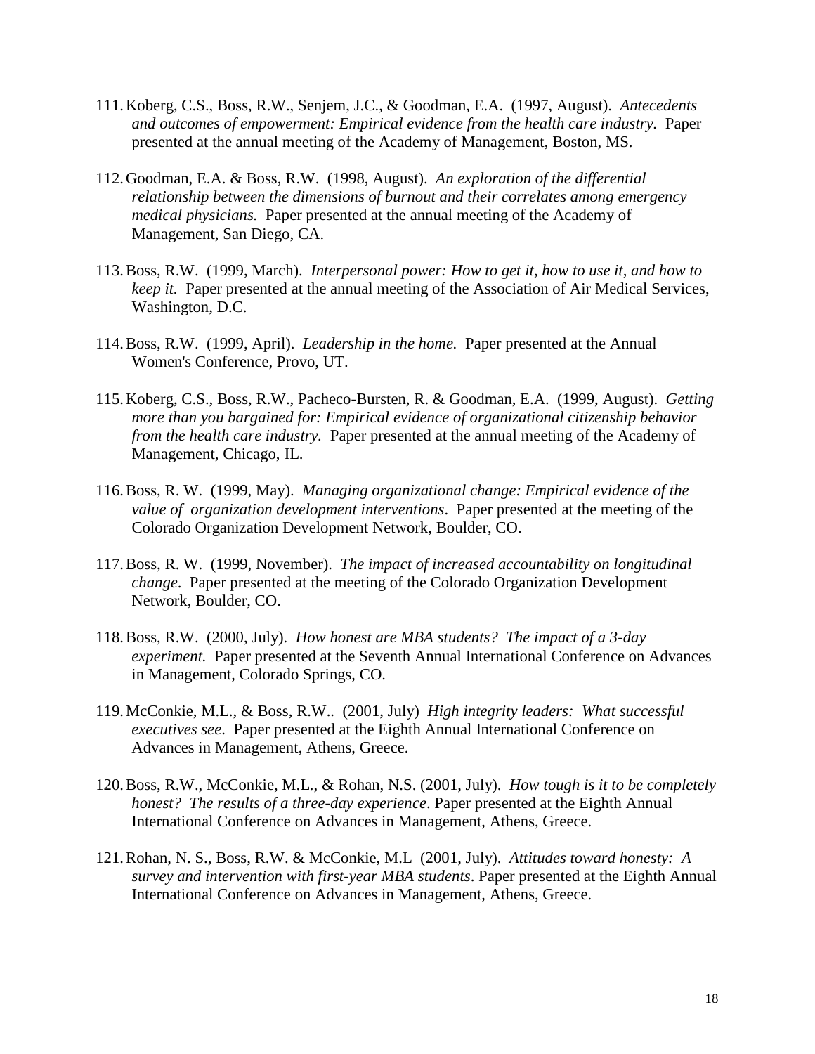111. Koberg, C.S., Boss, R.W., Senjem, J.C., & Goodman, E.A. (1997, August). *Antecedents and outcomes of empowerment: Empirical evidence from the health care industry.* Paper presented at the annual meeting of the Academy of Management, Boston, MS.

112. Goodman, E.A. & Boss, R.W. (1998, August). *An exploration of the differential relationship between the dimensions of burnout and their correlates among emergency medical physicians.* Paper presented at the annual meeting of the Academy of Management, San Diego, CA.

113. Boss, R.W. (1999, March). *Interpersonal power: How to get it, how to use it, and how to keep it.* Paper presented at the annual meeting of the Association of Air Medical Services, Washington, D.C.

114. Boss, R.W. (1999, April). *Leadership in the home.* Paper presented at the Annual Women's Conference, Provo, UT.

115. Koberg, C.S., Boss, R.W., Pacheco-Bursten, R. & Goodman, E.A. (1999, August). *Getting more than you bargained for: Empirical evidence of organizational citizenship behavior from the health care industry.* Paper presented at the annual meeting of the Academy of Management, Chicago, IL.

116. Boss, R. W. (1999, May). *Managing organizational change: Empirical evidence of the value of organization development interventions*. Paper presented at the meeting of the Colorado Organization Development Network, Boulder, CO.

117. Boss, R. W. (1999, November). *The impact of increased accountability on longitudinal change*. Paper presented at the meeting of the Colorado Organization Development Network, Boulder, CO.

118. Boss, R.W. (2000, July). *How honest are MBA students? The impact of a 3-day experiment.* Paper presented at the Seventh Annual International Conference on Advances in Management, Colorado Springs, CO.

119. McConkie, M.L., & Boss, R.W.. (2001, July) *High integrity leaders: What successful executives see*. Paper presented at the Eighth Annual International Conference on Advances in Management, Athens, Greece.

120. Boss, R.W., McConkie, M.L., & Rohan, N.S. (2001, July). *How tough is it to be completely honest? The results of a three-day experience*. Paper presented at the Eighth Annual International Conference on Advances in Management, Athens, Greece.

121. Rohan, N. S., Boss, R.W. & McConkie, M.L (2001, July). *Attitudes toward honesty: A survey and intervention with first-year MBA students*. Paper presented at the Eighth Annual International Conference on Advances in Management, Athens, Greece.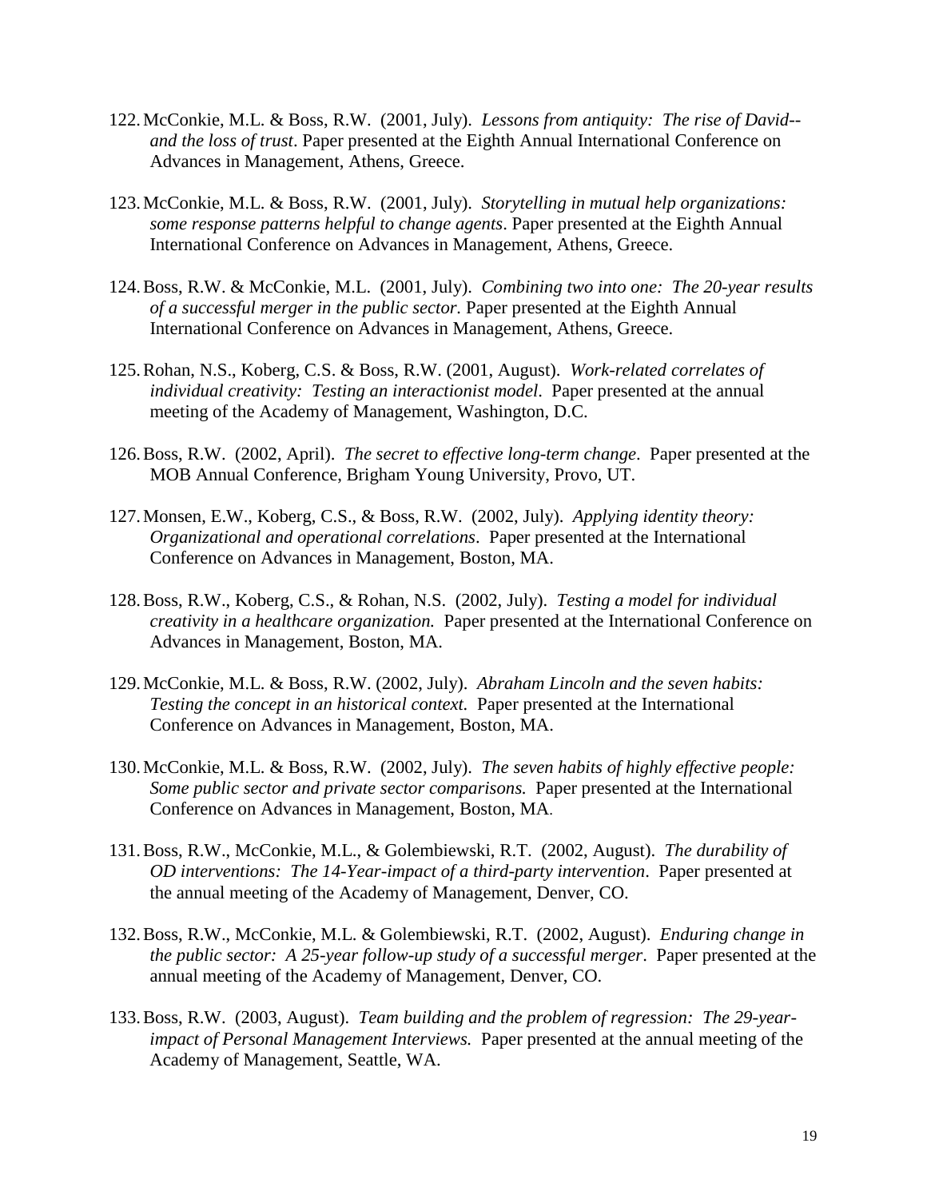122. McConkie, M.L. & Boss, R.W. (2001, July). *Lessons from antiquity: The rise of David--and the loss of trust*. Paper presented at the Eighth Annual International Conference on Advances in Management, Athens, Greece.

123. McConkie, M.L. & Boss, R.W. (2001, July). *Storytelling in mutual help organizations: some response patterns helpful to change agents*. Paper presented at the Eighth Annual International Conference on Advances in Management, Athens, Greece.

124. Boss, R.W. & McConkie, M.L. (2001, July). *Combining two into one: The 20-year results of a successful merger in the public sector.* Paper presented at the Eighth Annual International Conference on Advances in Management, Athens, Greece.

125. Rohan, N.S., Koberg, C.S. & Boss, R.W. (2001, August). *Work-related correlates of individual creativity: Testing an interactionist model*. Paper presented at the annual meeting of the Academy of Management, Washington, D.C.

126. Boss, R.W. (2002, April). *The secret to effective long-term change*. Paper presented at the MOB Annual Conference, Brigham Young University, Provo, UT.

127. Monsen, E.W., Koberg, C.S., & Boss, R.W. (2002, July). *Applying identity theory: Organizational and operational correlations*. Paper presented at the International Conference on Advances in Management, Boston, MA.

128. Boss, R.W., Koberg, C.S., & Rohan, N.S. (2002, July). *Testing a model for individual creativity in a healthcare organization.* Paper presented at the International Conference on Advances in Management, Boston, MA.

129. McConkie, M.L. & Boss, R.W. (2002, July). *Abraham Lincoln and the seven habits: Testing the concept in an historical context.* Paper presented at the International Conference on Advances in Management, Boston, MA.

130. McConkie, M.L. & Boss, R.W. (2002, July). *The seven habits of highly effective people: Some public sector and private sector comparisons.* Paper presented at the International Conference on Advances in Management, Boston, MA.

131. Boss, R.W., McConkie, M.L., & Golembiewski, R.T. (2002, August). *The durability of OD interventions: The 14-Year-impact of a third-party intervention*. Paper presented at the annual meeting of the Academy of Management, Denver, CO.

132. Boss, R.W., McConkie, M.L. & Golembiewski, R.T. (2002, August). *Enduring change in the public sector: A 25-year follow-up study of a successful merger*. Paper presented at the annual meeting of the Academy of Management, Denver, CO.

133. Boss, R.W. (2003, August). *Team building and the problem of regression: The 29-year-impact of Personal Management Interviews.* Paper presented at the annual meeting of the Academy of Management, Seattle, WA.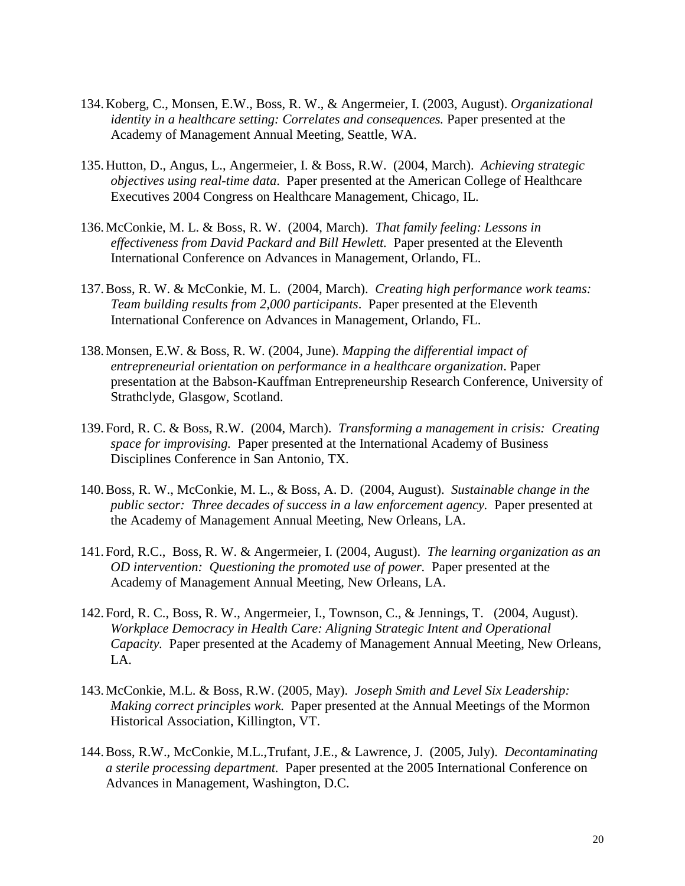134. Koberg, C., Monsen, E.W., Boss, R. W., & Angermeier, I. (2003, August). *Organizational identity in a healthcare setting: Correlates and consequences.* Paper presented at the Academy of Management Annual Meeting, Seattle, WA.

135. Hutton, D., Angus, L., Angermeier, I. & Boss, R.W. (2004, March). *Achieving strategic objectives using real-time data*. Paper presented at the American College of Healthcare Executives 2004 Congress on Healthcare Management, Chicago, IL.

136. McConkie, M. L. & Boss, R. W. (2004, March). *That family feeling: Lessons in effectiveness from David Packard and Bill Hewlett.* Paper presented at the Eleventh International Conference on Advances in Management, Orlando, FL.

137. Boss, R. W. & McConkie, M. L. (2004, March). *Creating high performance work teams: Team building results from 2,000 participants*. Paper presented at the Eleventh International Conference on Advances in Management, Orlando, FL.

138. Monsen, E.W. & Boss, R. W. (2004, June). *Mapping the differential impact of entrepreneurial orientation on performance in a healthcare organization*. Paper presentation at the Babson-Kauffman Entrepreneurship Research Conference, University of Strathclyde, Glasgow, Scotland.

139. Ford, R. C. & Boss, R.W. (2004, March). *Transforming a management in crisis: Creating space for improvising.* Paper presented at the International Academy of Business Disciplines Conference in San Antonio, TX.

140. Boss, R. W., McConkie, M. L., & Boss, A. D. (2004, August). *Sustainable change in the public sector: Three decades of success in a law enforcement agency.* Paper presented at the Academy of Management Annual Meeting, New Orleans, LA.

141. Ford, R.C., Boss, R. W. & Angermeier, I. (2004, August). *The learning organization as an OD intervention: Questioning the promoted use of power.* Paper presented at the Academy of Management Annual Meeting, New Orleans, LA.

142. Ford, R. C., Boss, R. W., Angermeier, I., Townson, C., & Jennings, T. (2004, August). *Workplace Democracy in Health Care: Aligning Strategic Intent and Operational Capacity.* Paper presented at the Academy of Management Annual Meeting, New Orleans, LA.

143. McConkie, M.L. & Boss, R.W. (2005, May). *Joseph Smith and Level Six Leadership: Making correct principles work.* Paper presented at the Annual Meetings of the Mormon Historical Association, Killington, VT.

144. Boss, R.W., McConkie, M.L.,Trufant, J.E., & Lawrence, J. (2005, July). *Decontaminating a sterile processing department.* Paper presented at the 2005 International Conference on Advances in Management, Washington, D.C.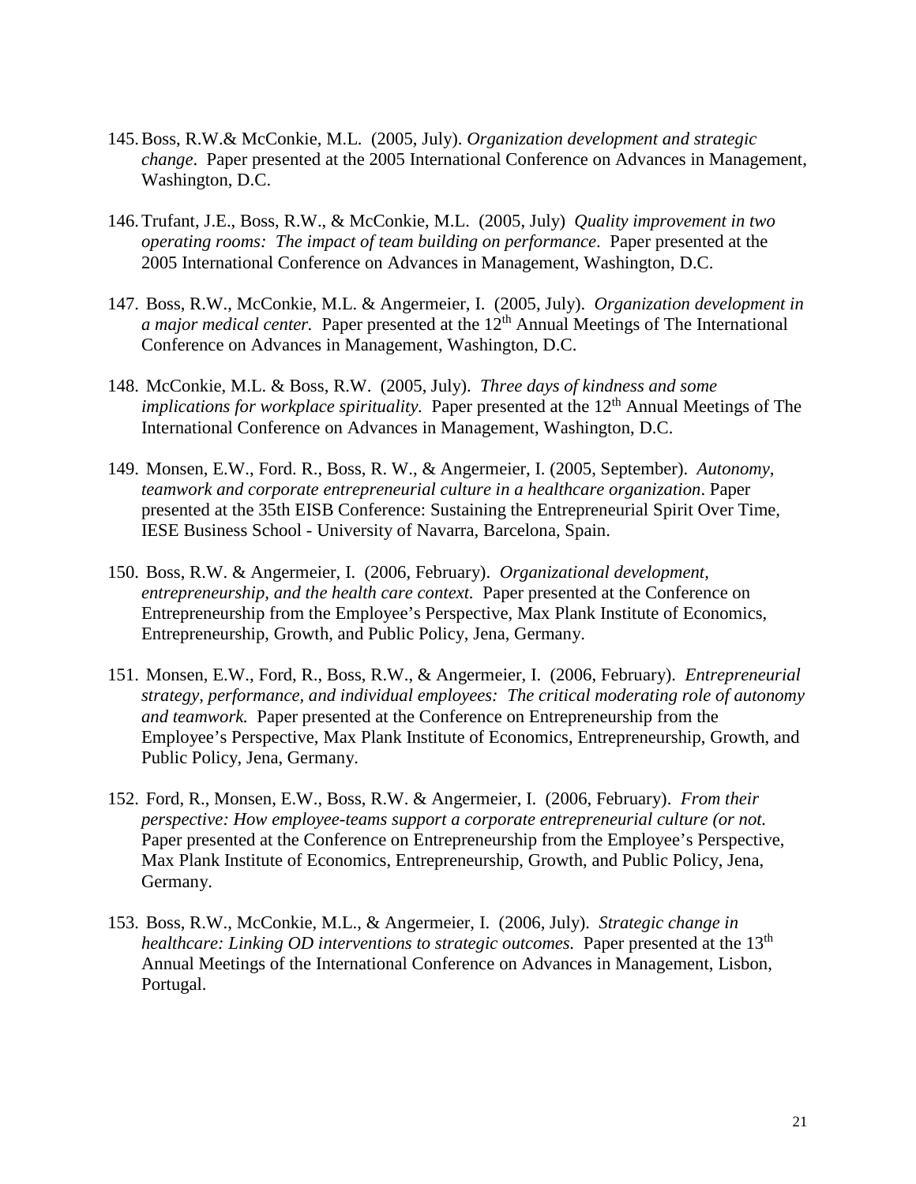145. Boss, R.W.& McConkie, M.L. (2005, July). *Organization development and strategic change*. Paper presented at the 2005 International Conference on Advances in Management, Washington, D.C.

146. Trufant, J.E., Boss, R.W., & McConkie, M.L. (2005, July) *Quality improvement in two operating rooms: The impact of team building on performance*. Paper presented at the 2005 International Conference on Advances in Management, Washington, D.C.

147. Boss, R.W., McConkie, M.L. & Angermeier, I. (2005, July). *Organization development in a major medical center.* Paper presented at the 12th Annual Meetings of The International Conference on Advances in Management, Washington, D.C.

148. McConkie, M.L. & Boss, R.W. (2005, July). *Three days of kindness and some implications for workplace spirituality.* Paper presented at the 12th Annual Meetings of The International Conference on Advances in Management, Washington, D.C.

149. Monsen, E.W., Ford. R., Boss, R. W., & Angermeier, I. (2005, September). *Autonomy, teamwork and corporate entrepreneurial culture in a healthcare organization*. Paper presented at the 35th EISB Conference: Sustaining the Entrepreneurial Spirit Over Time, IESE Business School - University of Navarra, Barcelona, Spain.

150. Boss, R.W. & Angermeier, I. (2006, February). *Organizational development, entrepreneurship, and the health care context.* Paper presented at the Conference on Entrepreneurship from the Employee's Perspective, Max Plank Institute of Economics, Entrepreneurship, Growth, and Public Policy, Jena, Germany.

151. Monsen, E.W., Ford, R., Boss, R.W., & Angermeier, I. (2006, February). *Entrepreneurial strategy, performance, and individual employees: The critical moderating role of autonomy and teamwork.* Paper presented at the Conference on Entrepreneurship from the Employee's Perspective, Max Plank Institute of Economics, Entrepreneurship, Growth, and Public Policy, Jena, Germany.

152. Ford, R., Monsen, E.W., Boss, R.W. & Angermeier, I. (2006, February). *From their perspective: How employee-teams support a corporate entrepreneurial culture (or not.* Paper presented at the Conference on Entrepreneurship from the Employee's Perspective, Max Plank Institute of Economics, Entrepreneurship, Growth, and Public Policy, Jena, Germany.

153. Boss, R.W., McConkie, M.L., & Angermeier, I. (2006, July). *Strategic change in healthcare: Linking OD interventions to strategic outcomes.* Paper presented at the 13th Annual Meetings of the International Conference on Advances in Management, Lisbon, Portugal.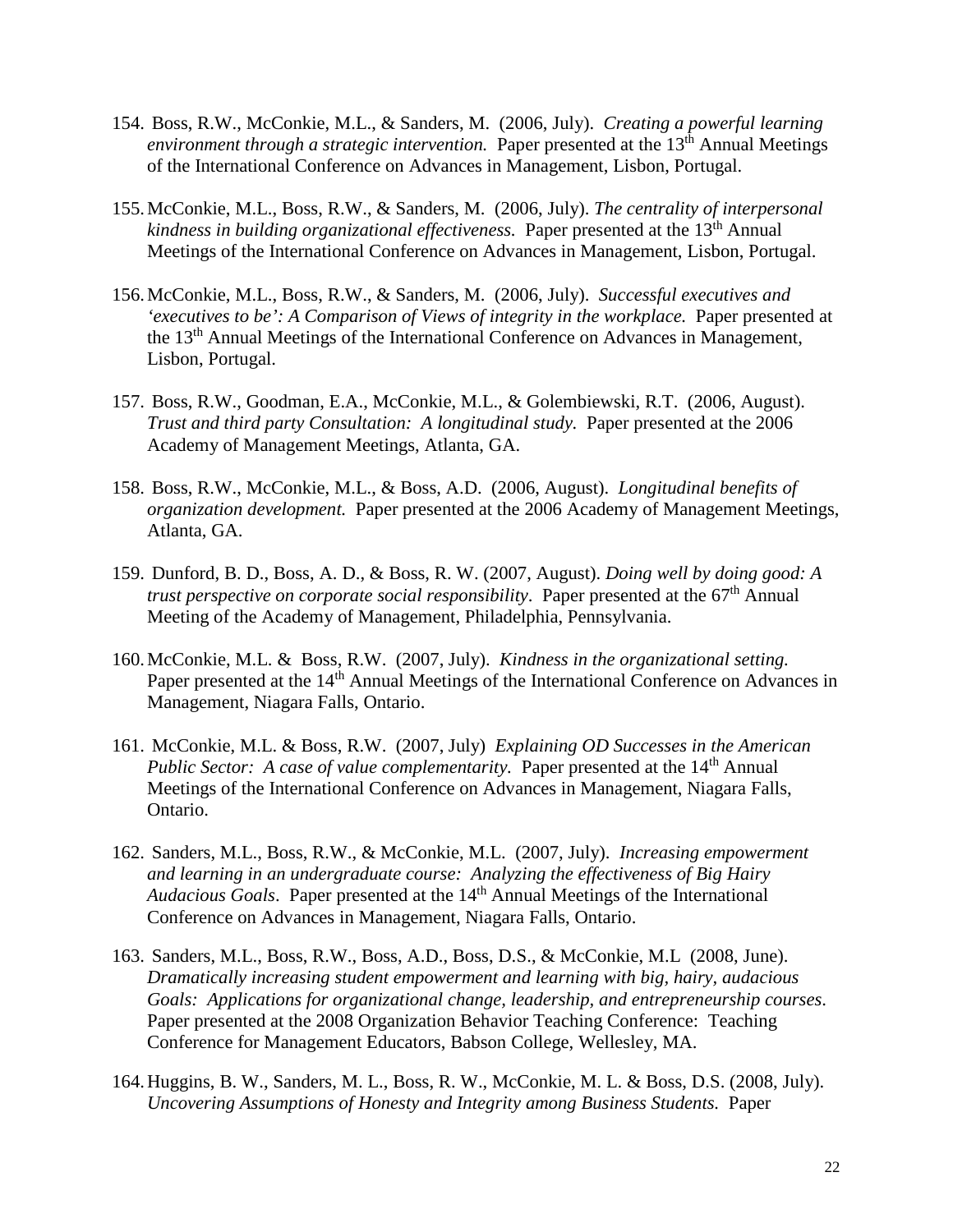154. Boss, R.W., McConkie, M.L., & Sanders, M. (2006, July). *Creating a powerful learning environment through a strategic intervention.* Paper presented at the 13th Annual Meetings of the International Conference on Advances in Management, Lisbon, Portugal.

155. McConkie, M.L., Boss, R.W., & Sanders, M. (2006, July). *The centrality of interpersonal kindness in building organizational effectiveness.* Paper presented at the 13th Annual Meetings of the International Conference on Advances in Management, Lisbon, Portugal.

156. McConkie, M.L., Boss, R.W., & Sanders, M. (2006, July). *Successful executives and 'executives to be': A Comparison of Views of integrity in the workplace.* Paper presented at the 13th Annual Meetings of the International Conference on Advances in Management, Lisbon, Portugal.

157. Boss, R.W., Goodman, E.A., McConkie, M.L., & Golembiewski, R.T. (2006, August). *Trust and third party Consultation: A longitudinal study.* Paper presented at the 2006 Academy of Management Meetings, Atlanta, GA.

158. Boss, R.W., McConkie, M.L., & Boss, A.D. (2006, August). *Longitudinal benefits of organization development.* Paper presented at the 2006 Academy of Management Meetings, Atlanta, GA.

159. Dunford, B. D., Boss, A. D., & Boss, R. W. (2007, August). *Doing well by doing good: A trust perspective on corporate social responsibility*. Paper presented at the 67th Annual Meeting of the Academy of Management, Philadelphia, Pennsylvania.

160. McConkie, M.L. & Boss, R.W. (2007, July). *Kindness in the organizational setting.* Paper presented at the 14th Annual Meetings of the International Conference on Advances in Management, Niagara Falls, Ontario.

161. McConkie, M.L. & Boss, R.W. (2007, July) *Explaining OD Successes in the American Public Sector: A case of value complementarity.* Paper presented at the 14th Annual Meetings of the International Conference on Advances in Management, Niagara Falls, Ontario.

162. Sanders, M.L., Boss, R.W., & McConkie, M.L. (2007, July). *Increasing empowerment and learning in an undergraduate course: Analyzing the effectiveness of Big Hairy Audacious Goals*. Paper presented at the 14th Annual Meetings of the International Conference on Advances in Management, Niagara Falls, Ontario.

163. Sanders, M.L., Boss, R.W., Boss, A.D., Boss, D.S., & McConkie, M.L (2008, June). *Dramatically increasing student empowerment and learning with big, hairy, audacious Goals: Applications for organizational change, leadership, and entrepreneurship courses*. Paper presented at the 2008 Organization Behavior Teaching Conference: Teaching Conference for Management Educators, Babson College, Wellesley, MA.

164. Huggins, B. W., Sanders, M. L., Boss, R. W., McConkie, M. L. & Boss, D.S. (2008, July). *Uncovering Assumptions of Honesty and Integrity among Business Students.* Paper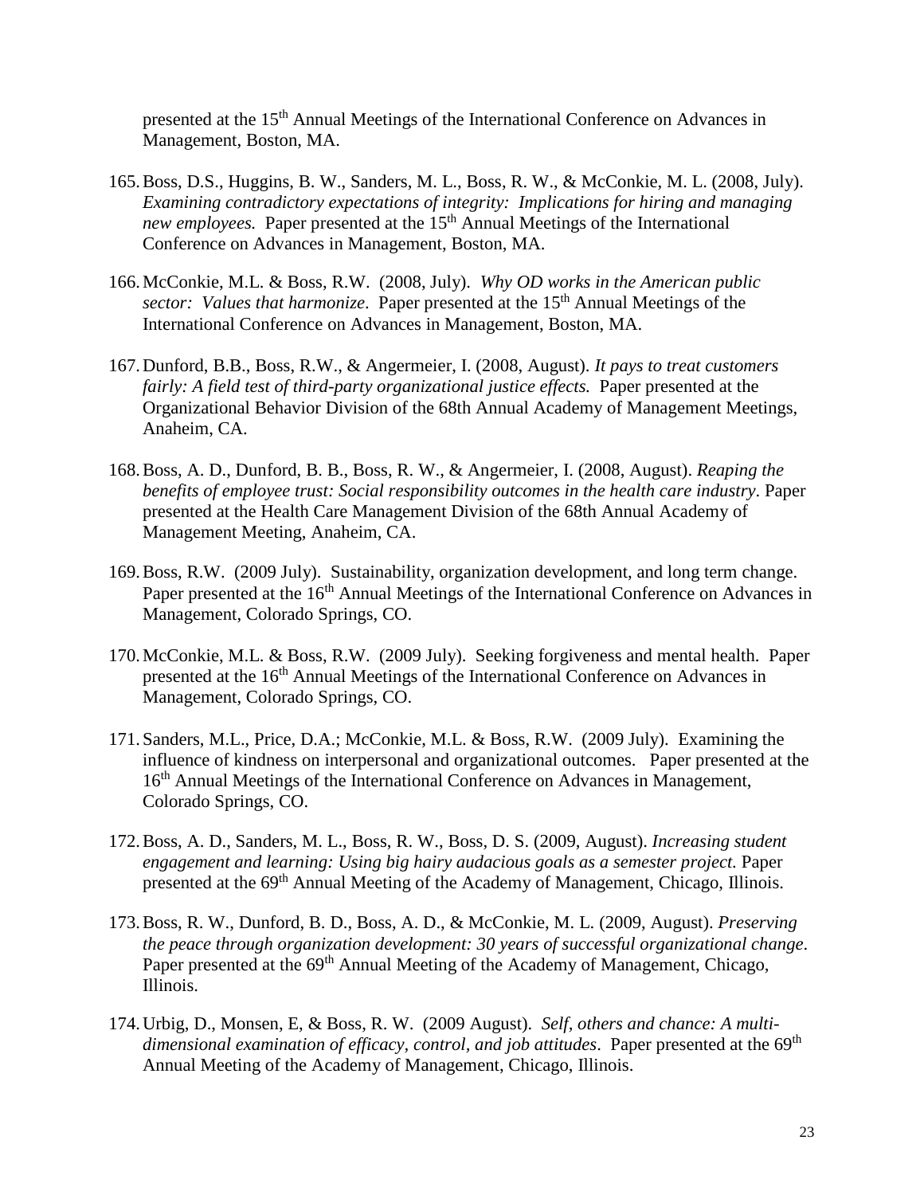presented at the 15th Annual Meetings of the International Conference on Advances in Management, Boston, MA.

165. Boss, D.S., Huggins, B. W., Sanders, M. L., Boss, R. W., & McConkie, M. L. (2008, July). *Examining contradictory expectations of integrity: Implications for hiring and managing new employees.* Paper presented at the 15th Annual Meetings of the International Conference on Advances in Management, Boston, MA.

166. McConkie, M.L. & Boss, R.W. (2008, July). *Why OD works in the American public sector: Values that harmonize*. Paper presented at the 15th Annual Meetings of the International Conference on Advances in Management, Boston, MA.

167. Dunford, B.B., Boss, R.W., & Angermeier, I. (2008, August). *It pays to treat customers fairly: A field test of third-party organizational justice effects.* Paper presented at the Organizational Behavior Division of the 68th Annual Academy of Management Meetings, Anaheim, CA.

168. Boss, A. D., Dunford, B. B., Boss, R. W., & Angermeier, I. (2008, August). *Reaping the benefits of employee trust: Social responsibility outcomes in the health care industry*. Paper presented at the Health Care Management Division of the 68th Annual Academy of Management Meeting, Anaheim, CA.

169. Boss, R.W. (2009 July). Sustainability, organization development, and long term change. Paper presented at the 16th Annual Meetings of the International Conference on Advances in Management, Colorado Springs, CO.

170. McConkie, M.L. & Boss, R.W. (2009 July). Seeking forgiveness and mental health. Paper presented at the 16th Annual Meetings of the International Conference on Advances in Management, Colorado Springs, CO.

171. Sanders, M.L., Price, D.A.; McConkie, M.L. & Boss, R.W. (2009 July). Examining the influence of kindness on interpersonal and organizational outcomes. Paper presented at the 16th Annual Meetings of the International Conference on Advances in Management, Colorado Springs, CO.

172. Boss, A. D., Sanders, M. L., Boss, R. W., Boss, D. S. (2009, August). *Increasing student engagement and learning: Using big hairy audacious goals as a semester project.* Paper presented at the 69th Annual Meeting of the Academy of Management, Chicago, Illinois.

173. Boss, R. W., Dunford, B. D., Boss, A. D., & McConkie, M. L. (2009, August). *Preserving the peace through organization development: 30 years of successful organizational change*. Paper presented at the 69th Annual Meeting of the Academy of Management, Chicago, Illinois.

174. Urbig, D., Monsen, E, & Boss, R. W. (2009 August). *Self, others and chance: A multi-dimensional examination of efficacy, control, and job attitudes*. Paper presented at the 69th Annual Meeting of the Academy of Management, Chicago, Illinois.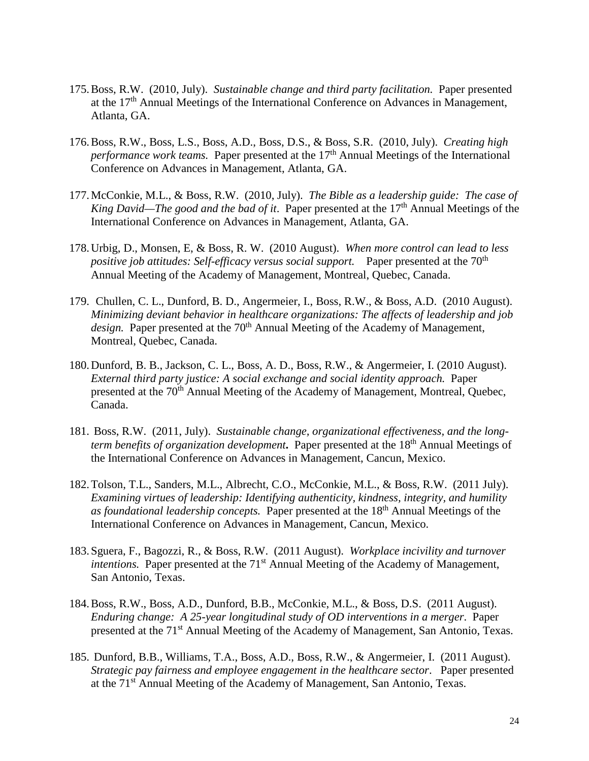175. Boss, R.W. (2010, July). *Sustainable change and third party facilitation.* Paper presented at the 17th Annual Meetings of the International Conference on Advances in Management, Atlanta, GA.

176. Boss, R.W., Boss, L.S., Boss, A.D., Boss, D.S., & Boss, S.R. (2010, July). *Creating high performance work teams.* Paper presented at the 17th Annual Meetings of the International Conference on Advances in Management, Atlanta, GA.

177. McConkie, M.L., & Boss, R.W. (2010, July). *The Bible as a leadership guide: The case of King David—The good and the bad of it*. Paper presented at the 17th Annual Meetings of the International Conference on Advances in Management, Atlanta, GA.

178. Urbig, D., Monsen, E, & Boss, R. W. (2010 August). *When more control can lead to less positive job attitudes: Self-efficacy versus social support.* Paper presented at the 70th Annual Meeting of the Academy of Management, Montreal, Quebec, Canada.

179. Chullen, C. L., Dunford, B. D., Angermeier, I., Boss, R.W., & Boss, A.D. (2010 August). *Minimizing deviant behavior in healthcare organizations: The affects of leadership and job design.* Paper presented at the 70th Annual Meeting of the Academy of Management, Montreal, Quebec, Canada.

180. Dunford, B. B., Jackson, C. L., Boss, A. D., Boss, R.W., & Angermeier, I. (2010 August). *External third party justice: A social exchange and social identity approach.* Paper presented at the 70th Annual Meeting of the Academy of Management, Montreal, Quebec, Canada.

181. Boss, R.W. (2011, July). *Sustainable change, organizational effectiveness, and the long-term benefits of organization development***.** Paper presented at the 18th Annual Meetings of the International Conference on Advances in Management, Cancun, Mexico.

182. Tolson, T.L., Sanders, M.L., Albrecht, C.O., McConkie, M.L., & Boss, R.W. (2011 July). *Examining virtues of leadership: Identifying authenticity, kindness, integrity, and humility as foundational leadership concepts.* Paper presented at the 18th Annual Meetings of the International Conference on Advances in Management, Cancun, Mexico.

183. Sguera, F., Bagozzi, R., & Boss, R.W. (2011 August). *Workplace incivility and turnover intentions.* Paper presented at the 71st Annual Meeting of the Academy of Management, San Antonio, Texas.

184. Boss, R.W., Boss, A.D., Dunford, B.B., McConkie, M.L., & Boss, D.S. (2011 August). *Enduring change: A 25-year longitudinal study of OD interventions in a merger*. Paper presented at the 71st Annual Meeting of the Academy of Management, San Antonio, Texas.

185. Dunford, B.B., Williams, T.A., Boss, A.D., Boss, R.W., & Angermeier, I. (2011 August). *Strategic pay fairness and employee engagement in the healthcare sector*. Paper presented at the 71st Annual Meeting of the Academy of Management, San Antonio, Texas.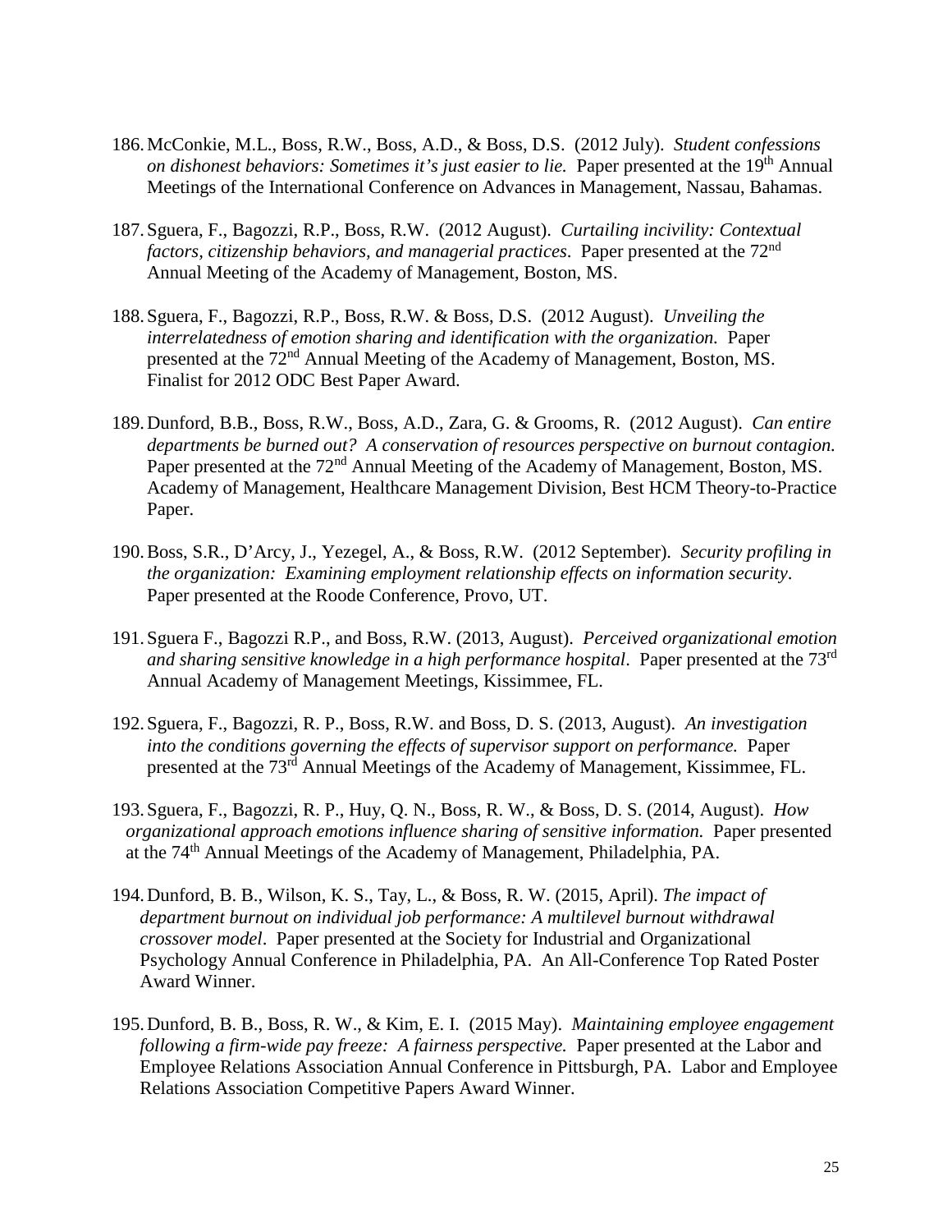186. McConkie, M.L., Boss, R.W., Boss, A.D., & Boss, D.S. (2012 July). *Student confessions on dishonest behaviors: Sometimes it's just easier to lie.* Paper presented at the 19th Annual Meetings of the International Conference on Advances in Management, Nassau, Bahamas.

187. Sguera, F., Bagozzi, R.P., Boss, R.W. (2012 August). *Curtailing incivility: Contextual factors, citizenship behaviors, and managerial practices*. Paper presented at the 72nd Annual Meeting of the Academy of Management, Boston, MS.

188. Sguera, F., Bagozzi, R.P., Boss, R.W. & Boss, D.S. (2012 August). *Unveiling the interrelatedness of emotion sharing and identification with the organization.* Paper presented at the 72nd Annual Meeting of the Academy of Management, Boston, MS. Finalist for 2012 ODC Best Paper Award.

189. Dunford, B.B., Boss, R.W., Boss, A.D., Zara, G. & Grooms, R. (2012 August). *Can entire departments be burned out? A conservation of resources perspective on burnout contagion.* Paper presented at the 72nd Annual Meeting of the Academy of Management, Boston, MS. Academy of Management, Healthcare Management Division, Best HCM Theory-to-Practice Paper.

190. Boss, S.R., D'Arcy, J., Yezegel, A., & Boss, R.W. (2012 September). *Security profiling in the organization: Examining employment relationship effects on information security*. Paper presented at the Roode Conference, Provo, UT.

191. Sguera F., Bagozzi R.P., and Boss, R.W. (2013, August). *Perceived organizational emotion and sharing sensitive knowledge in a high performance hospital*. Paper presented at the 73rd Annual Academy of Management Meetings, Kissimmee, FL.

192. Sguera, F., Bagozzi, R. P., Boss, R.W. and Boss, D. S. (2013, August). *An investigation into the conditions governing the effects of supervisor support on performance.* Paper presented at the 73rd Annual Meetings of the Academy of Management, Kissimmee, FL.

193. Sguera, F., Bagozzi, R. P., Huy, Q. N., Boss, R. W., & Boss, D. S. (2014, August). *How organizational approach emotions influence sharing of sensitive information.* Paper presented at the 74th Annual Meetings of the Academy of Management, Philadelphia, PA.

194. Dunford, B. B., Wilson, K. S., Tay, L., & Boss, R. W. (2015, April). *The impact of department burnout on individual job performance: A multilevel burnout withdrawal crossover model*. Paper presented at the Society for Industrial and Organizational Psychology Annual Conference in Philadelphia, PA. An All-Conference Top Rated Poster Award Winner.

195. Dunford, B. B., Boss, R. W., & Kim, E. I. (2015 May). *Maintaining employee engagement following a firm-wide pay freeze: A fairness perspective.* Paper presented at the Labor and Employee Relations Association Annual Conference in Pittsburgh, PA. Labor and Employee Relations Association Competitive Papers Award Winner.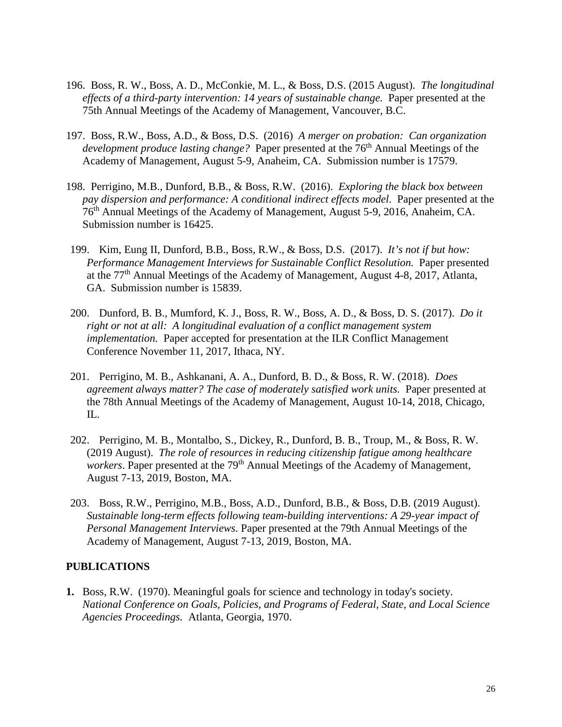196. Boss, R. W., Boss, A. D., McConkie, M. L., & Boss, D.S. (2015 August). *The longitudinal effects of a third-party intervention: 14 years of sustainable change.* Paper presented at the 75th Annual Meetings of the Academy of Management, Vancouver, B.C.

197. Boss, R.W., Boss, A.D., & Boss, D.S. (2016) *A merger on probation: Can organization development produce lasting change?* Paper presented at the 76th Annual Meetings of the Academy of Management, August 5-9, Anaheim, CA. Submission number is 17579.

198. Perrigino, M.B., Dunford, B.B., & Boss, R.W. (2016). *Exploring the black box between pay dispersion and performance: A conditional indirect effects model*. Paper presented at the 76th Annual Meetings of the Academy of Management, August 5-9, 2016, Anaheim, CA. Submission number is 16425.

199. Kim, Eung Il, Dunford, B.B., Boss, R.W., & Boss, D.S. (2017). *It's not if but how: Performance Management Interviews for Sustainable Conflict Resolution.* Paper presented at the 77th Annual Meetings of the Academy of Management, August 4-8, 2017, Atlanta, GA. Submission number is 15839.

200. Dunford, B. B., Mumford, K. J., Boss, R. W., Boss, A. D., & Boss, D. S. (2017). *Do it right or not at all: A longitudinal evaluation of a conflict management system implementation.* Paper accepted for presentation at the ILR Conflict Management Conference November 11, 2017, Ithaca, NY.

201. Perrigino, M. B., Ashkanani, A. A., Dunford, B. D., & Boss, R. W. (2018). *Does agreement always matter? The case of moderately satisfied work units.* Paper presented at the 78th Annual Meetings of the Academy of Management, August 10-14, 2018, Chicago, IL.

202. Perrigino, M. B., Montalbo, S., Dickey, R., Dunford, B. B., Troup, M., & Boss, R. W. (2019 August). *The role of resources in reducing citizenship fatigue among healthcare workers*. Paper presented at the 79th Annual Meetings of the Academy of Management, August 7-13, 2019, Boston, MA.

203. Boss, R.W., Perrigino, M.B., Boss, A.D., Dunford, B.B., & Boss, D.B. (2019 August). *Sustainable long-term effects following team-building interventions: A 29-year impact of Personal Management Interviews*. Paper presented at the 79th Annual Meetings of the Academy of Management, August 7-13, 2019, Boston, MA.

## PUBLICATIONS

**1.** Boss, R.W. (1970). Meaningful goals for science and technology in today's society. *National Conference on Goals, Policies, and Programs of Federal, State, and Local Science Agencies Proceedings.* Atlanta, Georgia, 1970.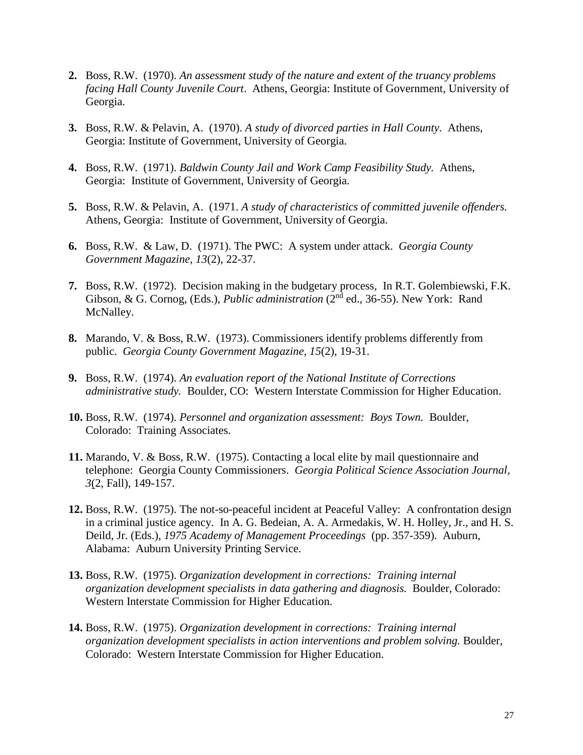2. Boss, R.W. (1970). *An assessment study of the nature and extent of the truancy problems facing Hall County Juvenile Court*. Athens, Georgia: Institute of Government, University of Georgia.

3. Boss, R.W. & Pelavin, A. (1970). *A study of divorced parties in Hall County*. Athens, Georgia: Institute of Government, University of Georgia.

4. Boss, R.W. (1971). *Baldwin County Jail and Work Camp Feasibility Study.* Athens, Georgia: Institute of Government, University of Georgia.

5. Boss, R.W. & Pelavin, A. (1971. *A study of characteristics of committed juvenile offenders.* Athens, Georgia: Institute of Government, University of Georgia.

6. Boss, R.W. & Law, D. (1971). The PWC: A system under attack. *Georgia County Government Magazine, 13*(2), 22-37.

7. Boss, R.W. (1972). Decision making in the budgetary process, In R.T. Golembiewski, F.K. Gibson, & G. Cornog, (Eds.), *Public administration* (2nd ed., 36-55). New York: Rand McNalley.

8. Marando, V. & Boss, R.W. (1973). Commissioners identify problems differently from public. *Georgia County Government Magazine, 15*(2), 19-31.

9. Boss, R.W. (1974). *An evaluation report of the National Institute of Corrections administrative study.* Boulder, CO: Western Interstate Commission for Higher Education.

10. Boss, R.W. (1974). *Personnel and organization assessment: Boys Town.* Boulder, Colorado: Training Associates.

11. Marando, V. & Boss, R.W. (1975). Contacting a local elite by mail questionnaire and telephone: Georgia County Commissioners. *Georgia Political Science Association Journal, 3*(2, Fall), 149-157.

12. Boss, R.W. (1975). The not-so-peaceful incident at Peaceful Valley: A confrontation design in a criminal justice agency. In A. G. Bedeian, A. A. Armedakis, W. H. Holley, Jr., and H. S. Deild, Jr. (Eds.), *1975 Academy of Management Proceedings* (pp. 357-359). Auburn, Alabama: Auburn University Printing Service.

13. Boss, R.W. (1975). *Organization development in corrections: Training internal organization development specialists in data gathering and diagnosis.* Boulder, Colorado: Western Interstate Commission for Higher Education.

14. Boss, R.W. (1975). *Organization development in corrections: Training internal organization development specialists in action interventions and problem solving.* Boulder, Colorado: Western Interstate Commission for Higher Education.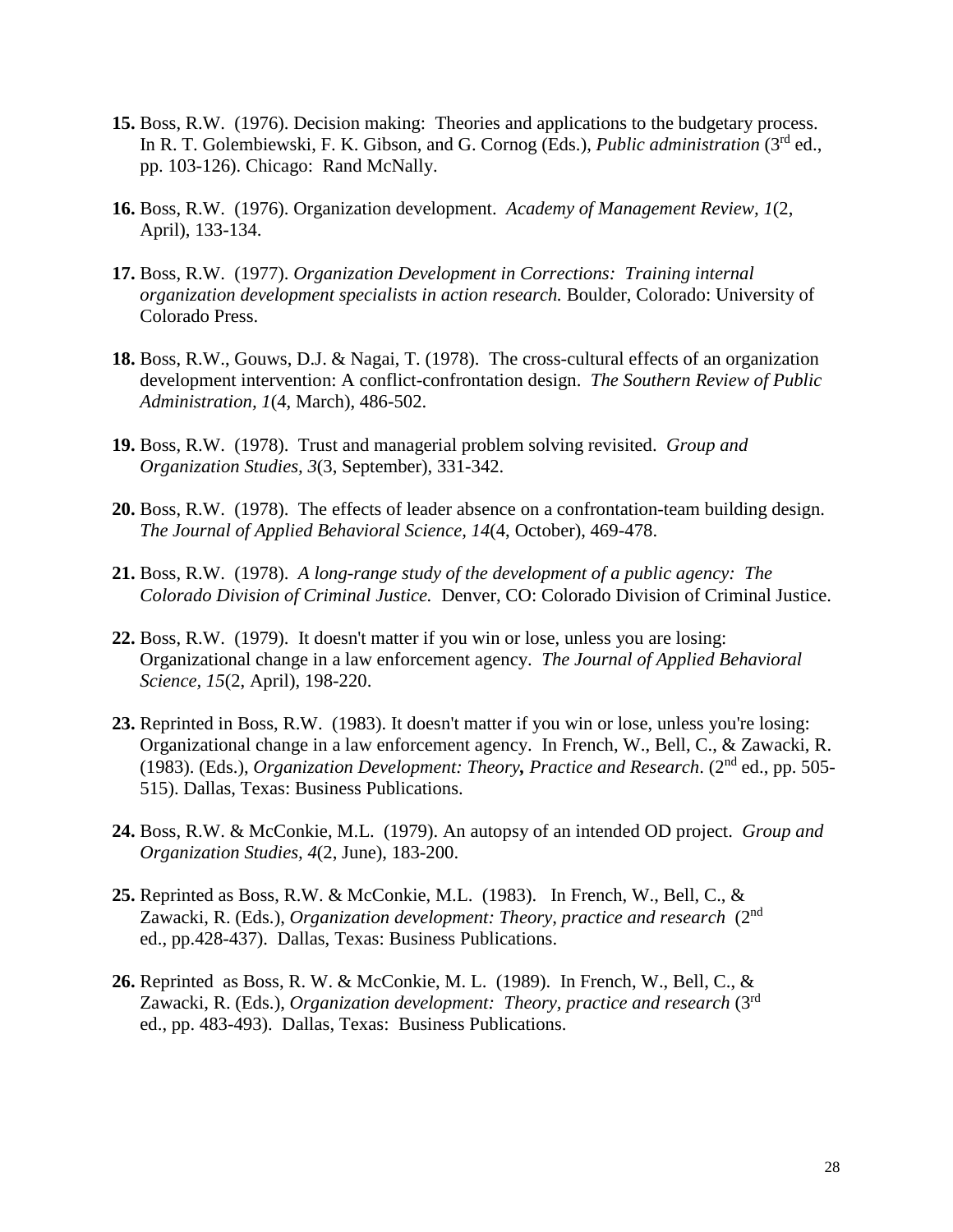**15.** Boss, R.W. (1976). Decision making: Theories and applications to the budgetary process. In R. T. Golembiewski, F. K. Gibson, and G. Cornog (Eds.), *Public administration* (3rd ed., pp. 103-126). Chicago: Rand McNally.

**16.** Boss, R.W. (1976). Organization development. *Academy of Management Review, 1*(2, April), 133-134.

**17.** Boss, R.W. (1977). *Organization Development in Corrections: Training internal organization development specialists in action research.* Boulder, Colorado: University of Colorado Press.

**18.** Boss, R.W., Gouws, D.J. & Nagai, T. (1978). The cross-cultural effects of an organization development intervention: A conflict-confrontation design. *The Southern Review of Public Administration, 1*(4, March), 486-502.

**19.** Boss, R.W. (1978). Trust and managerial problem solving revisited. *Group and Organization Studies, 3*(3, September), 331-342.

**20.** Boss, R.W. (1978). The effects of leader absence on a confrontation-team building design. *The Journal of Applied Behavioral Science, 14*(4, October), 469-478.

**21.** Boss, R.W. (1978). *A long-range study of the development of a public agency: The Colorado Division of Criminal Justice.* Denver, CO: Colorado Division of Criminal Justice.

**22.** Boss, R.W. (1979). It doesn't matter if you win or lose, unless you are losing: Organizational change in a law enforcement agency. *The Journal of Applied Behavioral Science, 15*(2, April), 198-220.

**23.** Reprinted in Boss, R.W. (1983). It doesn't matter if you win or lose, unless you're losing: Organizational change in a law enforcement agency. In French, W., Bell, C., & Zawacki, R. (1983). (Eds.), *Organization Development: Theory***,** *Practice and Research*. (2nd ed., pp. 505-515). Dallas, Texas: Business Publications.

**24.** Boss, R.W. & McConkie, M.L. (1979). An autopsy of an intended OD project. *Group and Organization Studies, 4*(2, June), 183-200.

**25.** Reprinted as Boss, R.W. & McConkie, M.L. (1983). In French, W., Bell, C., & Zawacki, R. (Eds.), *Organization development: Theory, practice and research* (2nd ed., pp.428-437). Dallas, Texas: Business Publications.

**26.** Reprinted as Boss, R. W. & McConkie, M. L. (1989). In French, W., Bell, C., & Zawacki, R. (Eds.), *Organization development: Theory, practice and research* (3rd ed., pp. 483-493). Dallas, Texas: Business Publications.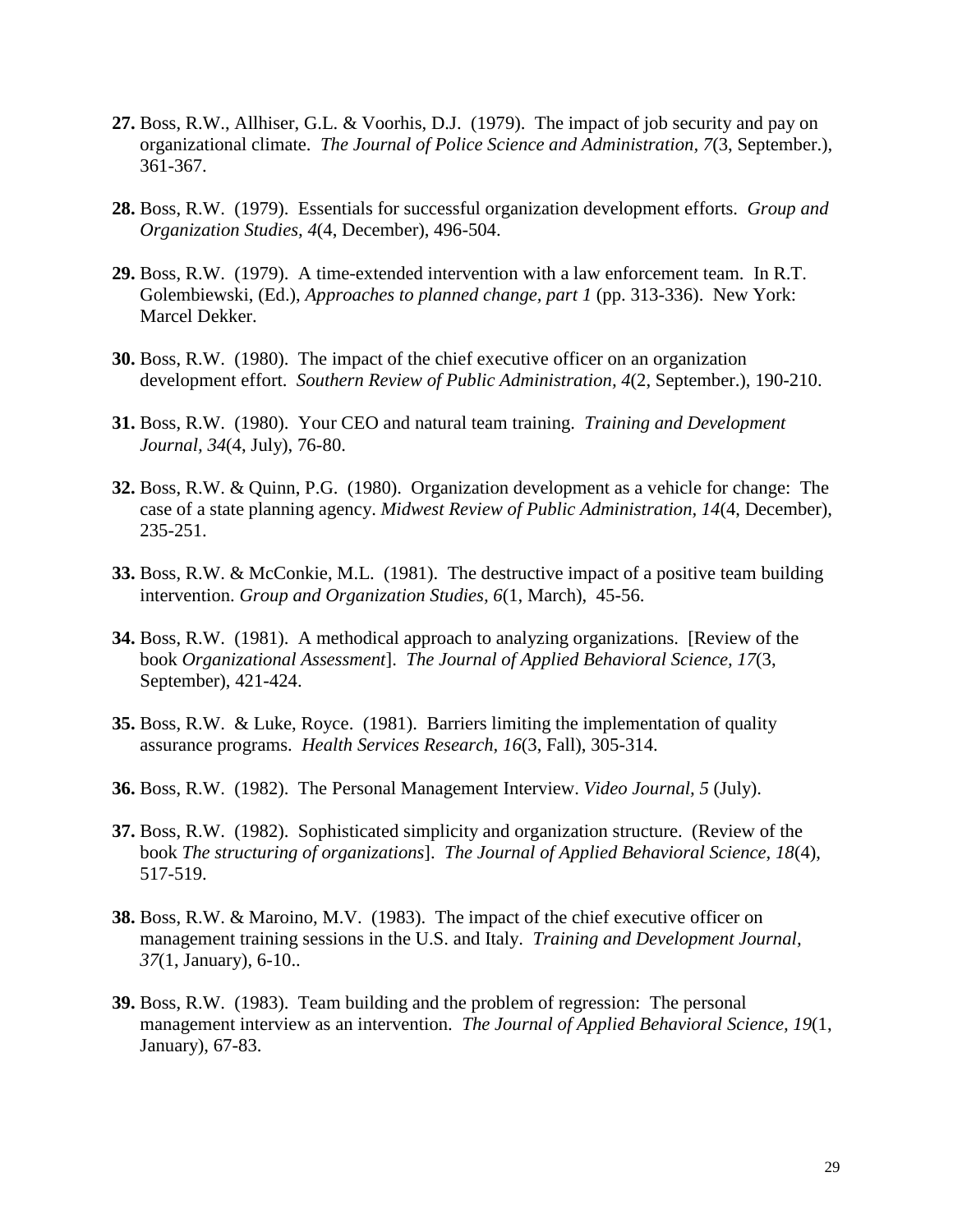**27.** Boss, R.W., Allhiser, G.L. & Voorhis, D.J. (1979). The impact of job security and pay on organizational climate. *The Journal of Police Science and Administration, 7*(3, September.), 361-367.

**28.** Boss, R.W. (1979). Essentials for successful organization development efforts. *Group and Organization Studies, 4*(4, December), 496-504.

**29.** Boss, R.W. (1979). A time-extended intervention with a law enforcement team. In R.T. Golembiewski, (Ed.), *Approaches to planned change, part 1* (pp. 313-336). New York: Marcel Dekker.

**30.** Boss, R.W. (1980). The impact of the chief executive officer on an organization development effort. *Southern Review of Public Administration, 4*(2, September.), 190-210.

**31.** Boss, R.W. (1980). Your CEO and natural team training. *Training and Development Journal, 34*(4, July), 76-80.

**32.** Boss, R.W. & Quinn, P.G. (1980). Organization development as a vehicle for change: The case of a state planning agency. *Midwest Review of Public Administration*, *14*(4, December), 235-251.

**33.** Boss, R.W. & McConkie, M.L. (1981). The destructive impact of a positive team building intervention. *Group and Organization Studies, 6*(1, March), 45-56.

**34.** Boss, R.W. (1981). A methodical approach to analyzing organizations. [Review of the book *Organizational Assessment*]. *The Journal of Applied Behavioral Science, 17*(3, September), 421-424.

**35.** Boss, R.W. & Luke, Royce. (1981). Barriers limiting the implementation of quality assurance programs. *Health Services Research, 16*(3, Fall), 305-314.

**36.** Boss, R.W. (1982). The Personal Management Interview. *Video Journal, 5* (July).

**37.** Boss, R.W. (1982). Sophisticated simplicity and organization structure. (Review of the book *The structuring of organizations*]. *The Journal of Applied Behavioral Science, 18*(4), 517-519.

**38.** Boss, R.W. & Maroino, M.V. (1983). The impact of the chief executive officer on management training sessions in the U.S. and Italy. *Training and Development Journal, 37*(1, January), 6-10..

**39.** Boss, R.W. (1983). Team building and the problem of regression: The personal management interview as an intervention. *The Journal of Applied Behavioral Science, 19*(1, January), 67-83.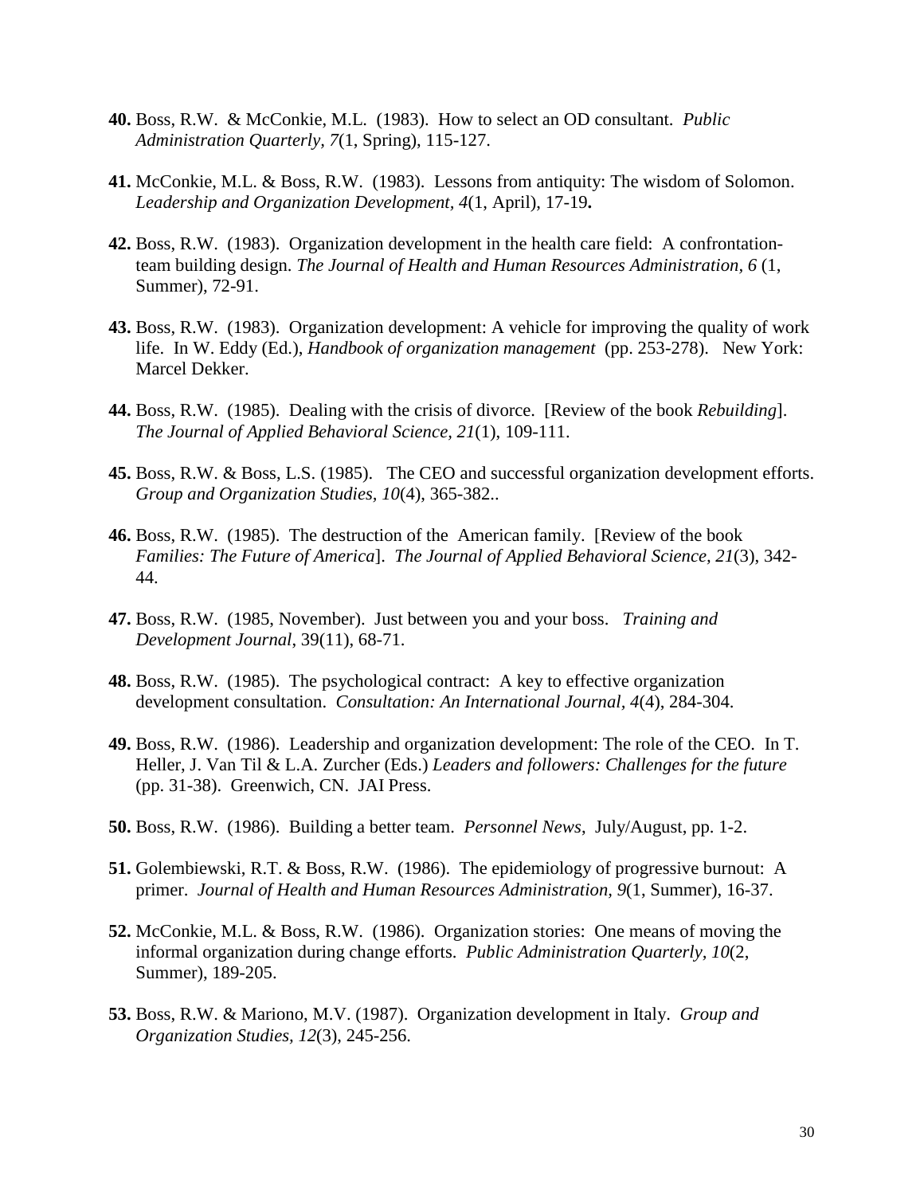**40.** Boss, R.W. & McConkie, M.L. (1983). How to select an OD consultant. *Public Administration Quarterly, 7*(1, Spring), 115-127.

**41.** McConkie, M.L. & Boss, R.W. (1983). Lessons from antiquity: The wisdom of Solomon. *Leadership and Organization Development, 4*(1, April), 17-19**.**

**42.** Boss, R.W. (1983). Organization development in the health care field: A confrontation-team building design. *The Journal of Health and Human Resources Administration, 6* (1, Summer), 72-91.

**43.** Boss, R.W. (1983). Organization development: A vehicle for improving the quality of work life. In W. Eddy (Ed.), *Handbook of organization management* (pp. 253-278). New York: Marcel Dekker.

**44.** Boss, R.W. (1985). Dealing with the crisis of divorce. [Review of the book *Rebuilding*]. *The Journal of Applied Behavioral Science, 21*(1), 109-111.

**45.** Boss, R.W. & Boss, L.S. (1985). The CEO and successful organization development efforts. *Group and Organization Studies, 10*(4), 365-382..

**46.** Boss, R.W. (1985). The destruction of the American family. [Review of the book *Families: The Future of America*]. *The Journal of Applied Behavioral Science, 21*(3), 342-44.

**47.** Boss, R.W. (1985, November). Just between you and your boss. *Training and Development Journal*, 39(11), 68-71.

**48.** Boss, R.W. (1985). The psychological contract: A key to effective organization development consultation. *Consultation: An International Journal, 4*(4), 284-304.

**49.** Boss, R.W. (1986). Leadership and organization development: The role of the CEO. In T. Heller, J. Van Til & L.A. Zurcher (Eds.) *Leaders and followers: Challenges for the future* (pp. 31-38). Greenwich, CN. JAI Press.

**50.** Boss, R.W. (1986). Building a better team. *Personnel News*, July/August, pp. 1-2.

**51.** Golembiewski, R.T. & Boss, R.W. (1986). The epidemiology of progressive burnout: A primer. *Journal of Health and Human Resources Administration, 9*(1, Summer), 16-37.

**52.** McConkie, M.L. & Boss, R.W. (1986). Organization stories: One means of moving the informal organization during change efforts. *Public Administration Quarterly, 10*(2, Summer), 189-205.

**53.** Boss, R.W. & Mariono, M.V. (1987). Organization development in Italy. *Group and Organization Studies, 12*(3), 245-256.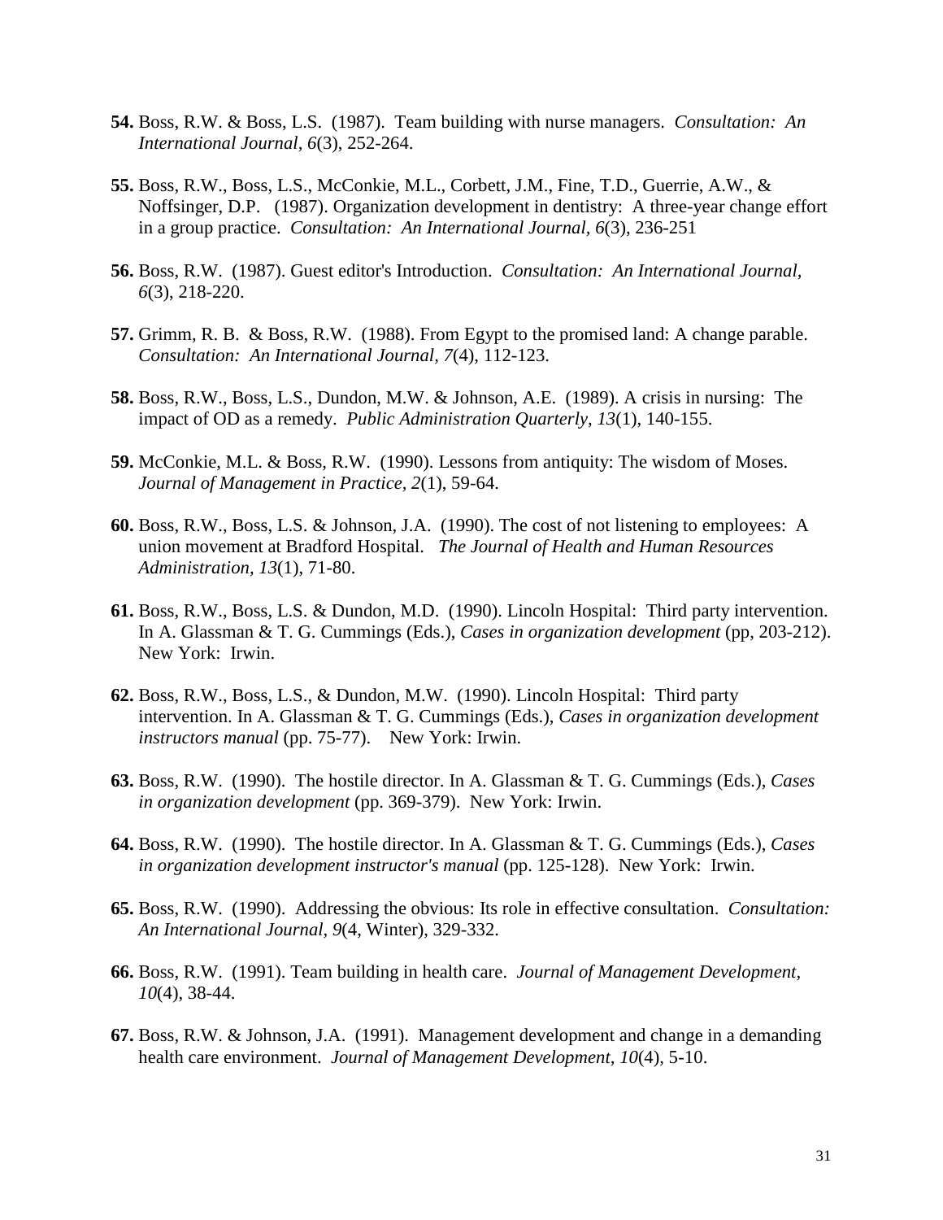**54.** Boss, R.W. & Boss, L.S. (1987). Team building with nurse managers. *Consultation: An International Journal, 6*(3), 252-264.

**55.** Boss, R.W., Boss, L.S., McConkie, M.L., Corbett, J.M., Fine, T.D., Guerrie, A.W., & Noffsinger, D.P. (1987). Organization development in dentistry: A three-year change effort in a group practice. *Consultation: An International Journal*, *6*(3), 236-251

**56.** Boss, R.W. (1987). Guest editor's Introduction. *Consultation: An International Journal*, *6*(3), 218-220.

**57.** Grimm, R. B. & Boss, R.W. (1988). From Egypt to the promised land: A change parable. *Consultation: An International Journal, 7*(4), 112-123.

**58.** Boss, R.W., Boss, L.S., Dundon, M.W. & Johnson, A.E. (1989). A crisis in nursing: The impact of OD as a remedy. *Public Administration Quarterly, 13*(1), 140-155.

**59.** McConkie, M.L. & Boss, R.W. (1990). Lessons from antiquity: The wisdom of Moses. *Journal of Management in Practice, 2*(1), 59-64.

**60.** Boss, R.W., Boss, L.S. & Johnson, J.A. (1990). The cost of not listening to employees: A union movement at Bradford Hospital. *The Journal of Health and Human Resources Administration, 13*(1), 71-80.

**61.** Boss, R.W., Boss, L.S. & Dundon, M.D. (1990). Lincoln Hospital: Third party intervention. In A. Glassman & T. G. Cummings (Eds.), *Cases in organization development* (pp, 203-212). New York: Irwin.

**62.** Boss, R.W., Boss, L.S., & Dundon, M.W. (1990). Lincoln Hospital: Third party intervention. In A. Glassman & T. G. Cummings (Eds.), *Cases in organization development instructors manual* (pp. 75-77). New York: Irwin.

**63.** Boss, R.W. (1990). The hostile director. In A. Glassman & T. G. Cummings (Eds.), *Cases in organization development* (pp. 369-379). New York: Irwin.

**64.** Boss, R.W. (1990). The hostile director. In A. Glassman & T. G. Cummings (Eds.), *Cases in organization development instructor's manual* (pp. 125-128). New York: Irwin.

**65.** Boss, R.W. (1990). Addressing the obvious: Its role in effective consultation. *Consultation: An International Journal*, *9*(4, Winter), 329-332.

**66.** Boss, R.W. (1991). Team building in health care. *Journal of Management Development*, *10*(4), 38-44.

**67.** Boss, R.W. & Johnson, J.A. (1991). Management development and change in a demanding health care environment. *Journal of Management Development*, *10*(4), 5-10.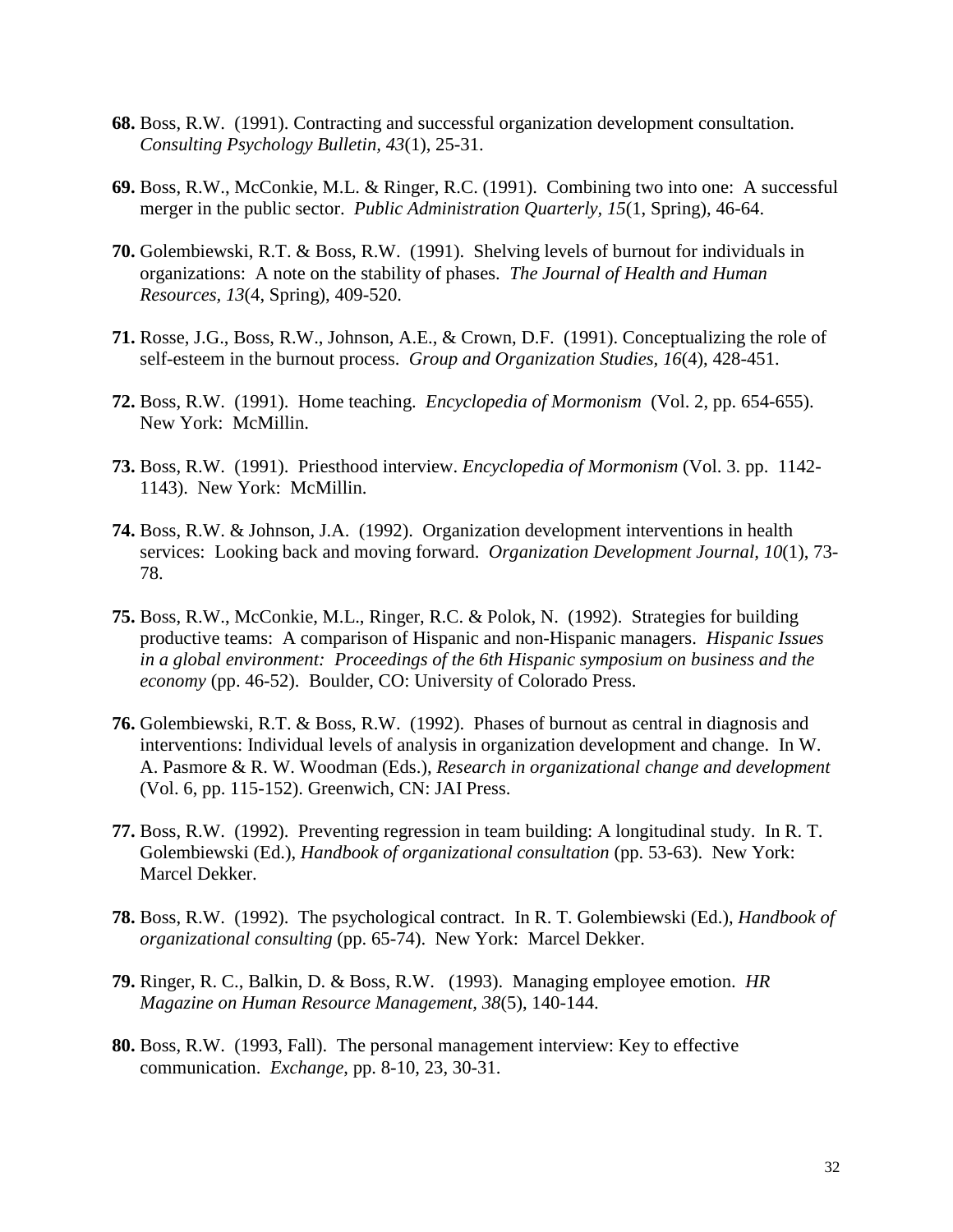**68.** Boss, R.W. (1991). Contracting and successful organization development consultation. *Consulting Psychology Bulletin, 43*(1), 25-31.

**69.** Boss, R.W., McConkie, M.L. & Ringer, R.C. (1991). Combining two into one: A successful merger in the public sector. *Public Administration Quarterly, 15*(1, Spring), 46-64.

**70.** Golembiewski, R.T. & Boss, R.W. (1991). Shelving levels of burnout for individuals in organizations: A note on the stability of phases. *The Journal of Health and Human Resources, 13*(4, Spring), 409-520.

**71.** Rosse, J.G., Boss, R.W., Johnson, A.E., & Crown, D.F. (1991). Conceptualizing the role of self-esteem in the burnout process. *Group and Organization Studies, 16*(4), 428-451.

**72.** Boss, R.W. (1991). Home teaching. *Encyclopedia of Mormonism* (Vol. 2, pp. 654-655). New York: McMillin.

**73.** Boss, R.W. (1991). Priesthood interview. *Encyclopedia of Mormonism* (Vol. 3. pp. 1142-1143). New York: McMillin.

**74.** Boss, R.W. & Johnson, J.A. (1992). Organization development interventions in health services: Looking back and moving forward. *Organization Development Journal, 10*(1), 73-78.

**75.** Boss, R.W., McConkie, M.L., Ringer, R.C. & Polok, N. (1992). Strategies for building productive teams: A comparison of Hispanic and non-Hispanic managers. *Hispanic Issues in a global environment: Proceedings of the 6th Hispanic symposium on business and the economy* (pp. 46-52). Boulder, CO: University of Colorado Press.

**76.** Golembiewski, R.T. & Boss, R.W. (1992). Phases of burnout as central in diagnosis and interventions: Individual levels of analysis in organization development and change. In W. A. Pasmore & R. W. Woodman (Eds.), *Research in organizational change and development* (Vol. 6, pp. 115-152). Greenwich, CN: JAI Press.

**77.** Boss, R.W. (1992). Preventing regression in team building: A longitudinal study. In R. T. Golembiewski (Ed.), *Handbook of organizational consultation* (pp. 53-63). New York: Marcel Dekker.

**78.** Boss, R.W. (1992). The psychological contract. In R. T. Golembiewski (Ed.), *Handbook of organizational consulting* (pp. 65-74). New York: Marcel Dekker.

**79.** Ringer, R. C., Balkin, D. & Boss, R.W. (1993). Managing employee emotion. *HR Magazine on Human Resource Management, 38*(5), 140-144.

**80.** Boss, R.W. (1993, Fall). The personal management interview: Key to effective communication. *Exchange*, pp. 8-10, 23, 30-31.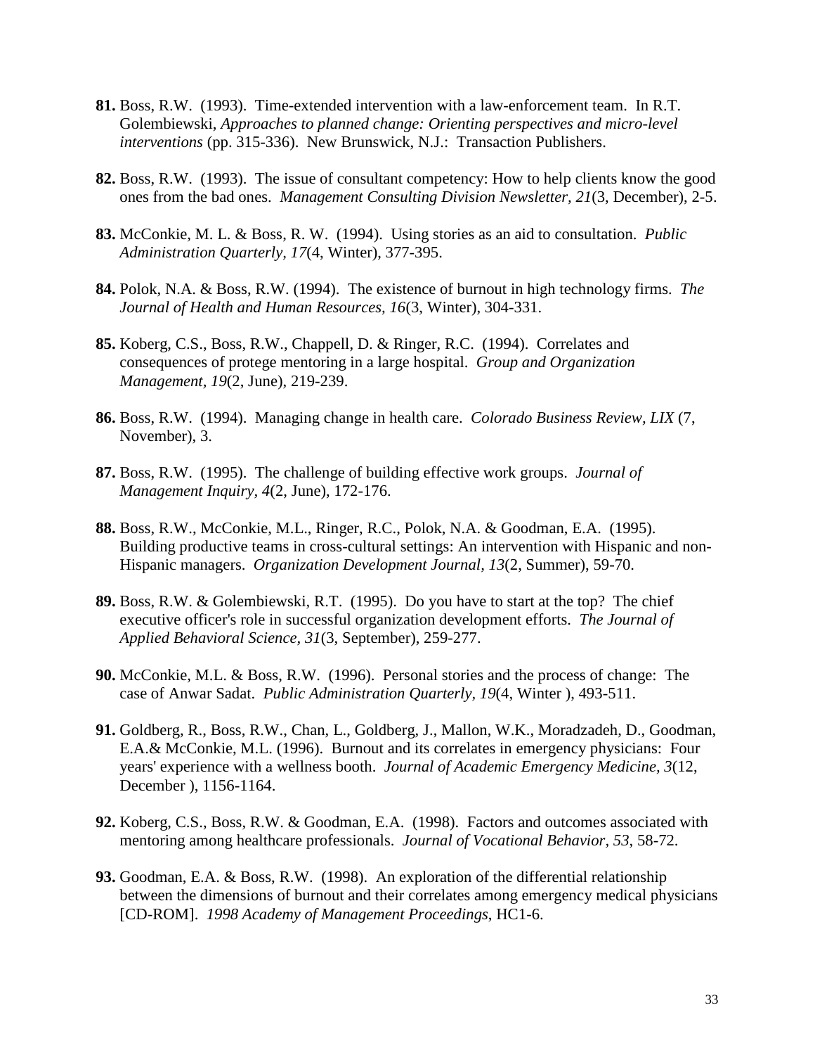**81.** Boss, R.W. (1993). Time-extended intervention with a law-enforcement team. In R.T. Golembiewski, *Approaches to planned change: Orienting perspectives and micro-level interventions* (pp. 315-336). New Brunswick, N.J.: Transaction Publishers.

**82.** Boss, R.W. (1993). The issue of consultant competency: How to help clients know the good ones from the bad ones. *Management Consulting Division Newsletter, 21*(3, December), 2-5.

**83.** McConkie, M. L. & Boss, R. W. (1994). Using stories as an aid to consultation. *Public Administration Quarterly, 17*(4, Winter), 377-395.

**84.** Polok, N.A. & Boss, R.W. (1994). The existence of burnout in high technology firms. *The Journal of Health and Human Resources, 16*(3, Winter), 304-331.

**85.** Koberg, C.S., Boss, R.W., Chappell, D. & Ringer, R.C. (1994). Correlates and consequences of protege mentoring in a large hospital. *Group and Organization Management, 19*(2, June), 219-239.

**86.** Boss, R.W. (1994). Managing change in health care. *Colorado Business Review, LIX* (7, November), 3.

**87.** Boss, R.W. (1995). The challenge of building effective work groups. *Journal of Management Inquiry, 4*(2, June), 172-176.

**88.** Boss, R.W., McConkie, M.L., Ringer, R.C., Polok, N.A. & Goodman, E.A. (1995). Building productive teams in cross-cultural settings: An intervention with Hispanic and non-Hispanic managers. *Organization Development Journal, 13*(2, Summer), 59-70.

**89.** Boss, R.W. & Golembiewski, R.T. (1995). Do you have to start at the top? The chief executive officer's role in successful organization development efforts. *The Journal of Applied Behavioral Science, 31*(3, September), 259-277.

**90.** McConkie, M.L. & Boss, R.W. (1996). Personal stories and the process of change: The case of Anwar Sadat. *Public Administration Quarterly, 19*(4, Winter ), 493-511.

**91.** Goldberg, R., Boss, R.W., Chan, L., Goldberg, J., Mallon, W.K., Moradzadeh, D., Goodman, E.A.& McConkie, M.L. (1996). Burnout and its correlates in emergency physicians: Four years' experience with a wellness booth. *Journal of Academic Emergency Medicine, 3*(12, December ), 1156-1164.

**92.** Koberg, C.S., Boss, R.W. & Goodman, E.A. (1998). Factors and outcomes associated with mentoring among healthcare professionals. *Journal of Vocational Behavior, 53*, 58-72.

**93.** Goodman, E.A. & Boss, R.W. (1998). An exploration of the differential relationship between the dimensions of burnout and their correlates among emergency medical physicians [CD-ROM]. *1998 Academy of Management Proceedings*, HC1-6.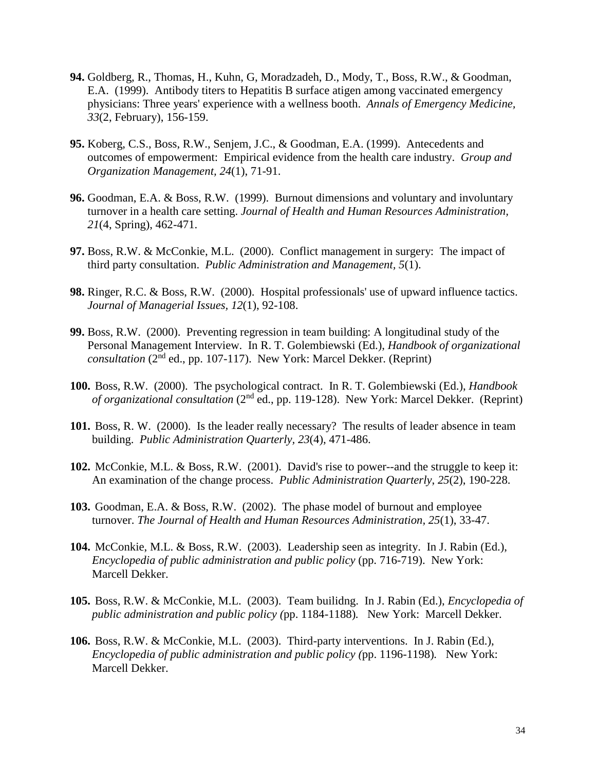**94.** Goldberg, R., Thomas, H., Kuhn, G, Moradzadeh, D., Mody, T., Boss, R.W., & Goodman, E.A. (1999). Antibody titers to Hepatitis B surface atigen among vaccinated emergency physicians: Three years' experience with a wellness booth. *Annals of Emergency Medicine, 33*(2, February), 156-159.

**95.** Koberg, C.S., Boss, R.W., Senjem, J.C., & Goodman, E.A. (1999). Antecedents and outcomes of empowerment: Empirical evidence from the health care industry. *Group and Organization Management, 24*(1), 71-91.

**96.** Goodman, E.A. & Boss, R.W. (1999). Burnout dimensions and voluntary and involuntary turnover in a health care setting. *Journal of Health and Human Resources Administration, 21*(4, Spring), 462-471.

**97.** Boss, R.W. & McConkie, M.L. (2000). Conflict management in surgery: The impact of third party consultation. *Public Administration and Management, 5*(1).

**98.** Ringer, R.C. & Boss, R.W. (2000). Hospital professionals' use of upward influence tactics. *Journal of Managerial Issues, 12*(1), 92-108.

**99.** Boss, R.W. (2000). Preventing regression in team building: A longitudinal study of the Personal Management Interview. In R. T. Golembiewski (Ed.), *Handbook of organizational consultation* (2nd ed., pp. 107-117). New York: Marcel Dekker. (Reprint)

**100.** Boss, R.W. (2000). The psychological contract. In R. T. Golembiewski (Ed.), *Handbook of organizational consultation* (2nd ed., pp. 119-128). New York: Marcel Dekker. (Reprint)

**101.** Boss, R. W. (2000). Is the leader really necessary? The results of leader absence in team building. *Public Administration Quarterly, 23*(4), 471-486.

**102.** McConkie, M.L. & Boss, R.W. (2001). David's rise to power--and the struggle to keep it: An examination of the change process. *Public Administration Quarterly, 25*(2), 190-228.

**103.** Goodman, E.A. & Boss, R.W. (2002). The phase model of burnout and employee turnover. *The Journal of Health and Human Resources Administration, 25*(1), 33-47.

**104.** McConkie, M.L. & Boss, R.W. (2003). Leadership seen as integrity. In J. Rabin (Ed.), *Encyclopedia of public administration and public policy* (pp. 716-719). New York: Marcell Dekker.

**105.** Boss, R.W. & McConkie, M.L. (2003). Team builidng. In J. Rabin (Ed.), *Encyclopedia of public administration and public policy (*pp. 1184-1188). New York: Marcell Dekker.

**106.** Boss, R.W. & McConkie, M.L. (2003). Third-party interventions. In J. Rabin (Ed.), *Encyclopedia of public administration and public policy (*pp. 1196-1198). New York: Marcell Dekker.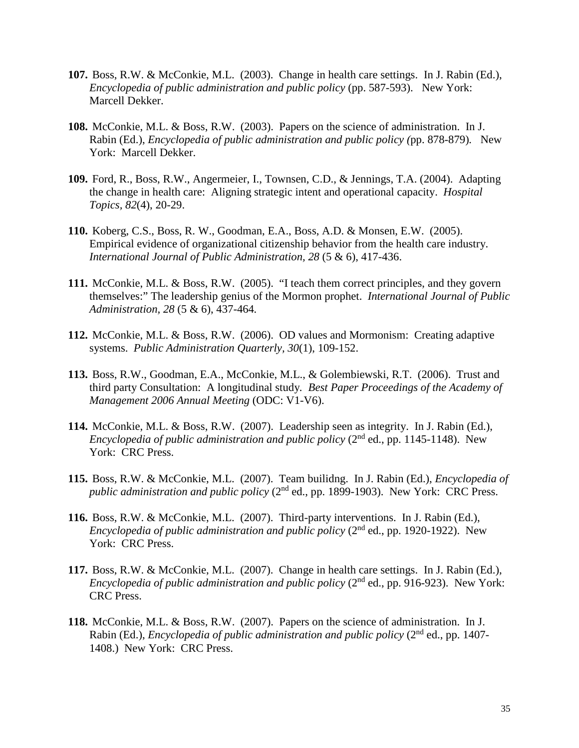**107.** Boss, R.W. & McConkie, M.L. (2003). Change in health care settings. In J. Rabin (Ed.), *Encyclopedia of public administration and public policy* (pp. 587-593). New York: Marcell Dekker.

**108.** McConkie, M.L. & Boss, R.W. (2003). Papers on the science of administration. In J. Rabin (Ed.), *Encyclopedia of public administration and public policy (*pp. 878-879)*.* New York: Marcell Dekker.

**109.** Ford, R., Boss, R.W., Angermeier, I., Townsen, C.D., & Jennings, T.A. (2004). Adapting the change in health care: Aligning strategic intent and operational capacity. *Hospital Topics*, *82*(4), 20-29.

**110.** Koberg, C.S., Boss, R. W., Goodman, E.A., Boss, A.D. & Monsen, E.W. (2005). Empirical evidence of organizational citizenship behavior from the health care industry. *International Journal of Public Administration, 28* (5 & 6), 417-436.

**111.** McConkie, M.L. & Boss, R.W. (2005). "I teach them correct principles, and they govern themselves:" The leadership genius of the Mormon prophet. *International Journal of Public Administration, 28* (5 & 6), 437-464*.*

**112.** McConkie, M.L. & Boss, R.W. (2006). OD values and Mormonism: Creating adaptive systems. *Public Administration Quarterly, 30*(1), 109-152.

**113.** Boss, R.W., Goodman, E.A., McConkie, M.L., & Golembiewski, R.T. (2006). Trust and third party Consultation: A longitudinal study*. Best Paper Proceedings of the Academy of Management 2006 Annual Meeting* (ODC: V1-V6).

**114.** McConkie, M.L. & Boss, R.W. (2007). Leadership seen as integrity. In J. Rabin (Ed.), *Encyclopedia of public administration and public policy* (2nd ed., pp. 1145-1148). New York: CRC Press.

**115.** Boss, R.W. & McConkie, M.L. (2007). Team builidng. In J. Rabin (Ed.), *Encyclopedia of public administration and public policy* (2nd ed., pp. 1899-1903). New York: CRC Press.

**116.** Boss, R.W. & McConkie, M.L. (2007). Third-party interventions. In J. Rabin (Ed.), *Encyclopedia of public administration and public policy* (2nd ed., pp. 1920-1922). New York: CRC Press.

**117.** Boss, R.W. & McConkie, M.L. (2007). Change in health care settings. In J. Rabin (Ed.), *Encyclopedia of public administration and public policy* (2nd ed., pp. 916-923). New York: CRC Press.

**118.** McConkie, M.L. & Boss, R.W. (2007). Papers on the science of administration. In J. Rabin (Ed.), *Encyclopedia of public administration and public policy* (2nd ed., pp. 1407-1408.) New York: CRC Press.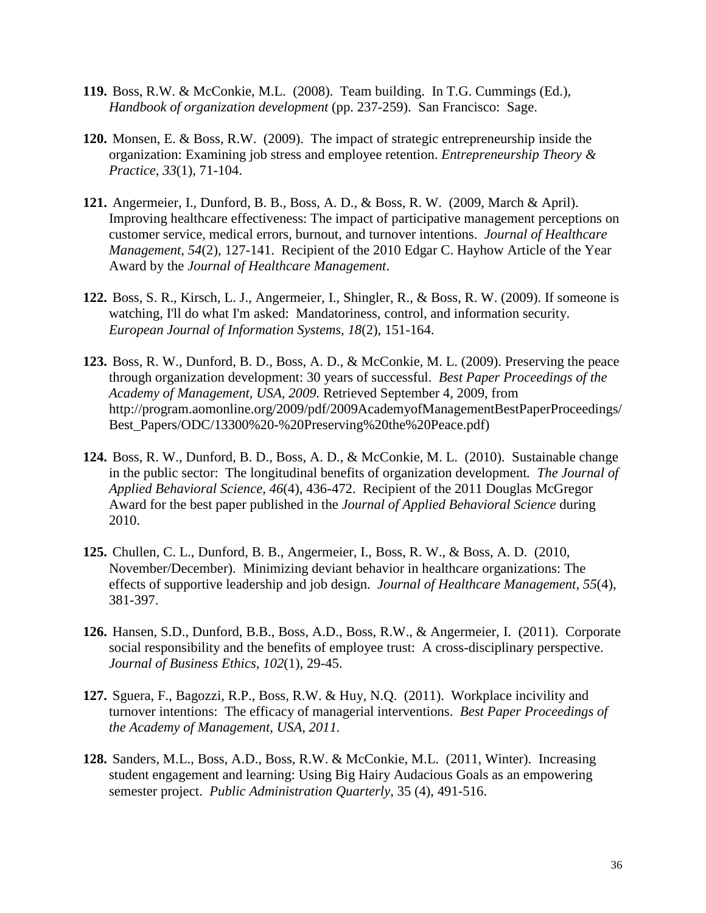**119.** Boss, R.W. & McConkie, M.L. (2008). Team building. In T.G. Cummings (Ed.), *Handbook of organization development* (pp. 237-259). San Francisco: Sage.

**120.** Monsen, E. & Boss, R.W. (2009). The impact of strategic entrepreneurship inside the organization: Examining job stress and employee retention. *Entrepreneurship Theory & Practice*, *33*(1), 71-104.

**121.** Angermeier, I., Dunford, B. B., Boss, A. D., & Boss, R. W. (2009, March & April). Improving healthcare effectiveness: The impact of participative management perceptions on customer service, medical errors, burnout, and turnover intentions. *Journal of Healthcare Management, 54*(2), 127-141. Recipient of the 2010 Edgar C. Hayhow Article of the Year Award by the *Journal of Healthcare Management*.

**122.** Boss, S. R., Kirsch, L. J., Angermeier, I., Shingler, R., & Boss, R. W. (2009). If someone is watching, I'll do what I'm asked: Mandatoriness, control, and information security. *European Journal of Information Systems, 18*(2), 151-164.

**123.** Boss, R. W., Dunford, B. D., Boss, A. D., & McConkie, M. L. (2009). Preserving the peace through organization development: 30 years of successful. *Best Paper Proceedings of the Academy of Management, USA, 2009.* Retrieved September 4, 2009, from http://program.aomonline.org/2009/pdf/2009AcademyofManagementBestPaperProceedings/Best_Papers/ODC/13300%20-%20Preserving%20the%20Peace.pdf)

**124.** Boss, R. W., Dunford, B. D., Boss, A. D., & McConkie, M. L. (2010). Sustainable change in the public sector: The longitudinal benefits of organization development. *The Journal of Applied Behavioral Science, 46*(4), 436-472. Recipient of the 2011 Douglas McGregor Award for the best paper published in the *Journal of Applied Behavioral Science* during 2010.

**125.** Chullen, C. L., Dunford, B. B., Angermeier, I., Boss, R. W., & Boss, A. D. (2010, November/December). Minimizing deviant behavior in healthcare organizations: The effects of supportive leadership and job design. *Journal of Healthcare Management*, *55*(4), 381-397.

**126.** Hansen, S.D., Dunford, B.B., Boss, A.D., Boss, R.W., & Angermeier, I. (2011). Corporate social responsibility and the benefits of employee trust: A cross-disciplinary perspective. *Journal of Business Ethics*, *102*(1), 29-45.

**127.** Sguera, F., Bagozzi, R.P., Boss, R.W. & Huy, N.Q. (2011). Workplace incivility and turnover intentions: The efficacy of managerial interventions. *Best Paper Proceedings of the Academy of Management, USA, 2011.*

**128.** Sanders, M.L., Boss, A.D., Boss, R.W. & McConkie, M.L. (2011, Winter). Increasing student engagement and learning: Using Big Hairy Audacious Goals as an empowering semester project. *Public Administration Quarterly*, 35 (4), 491-516.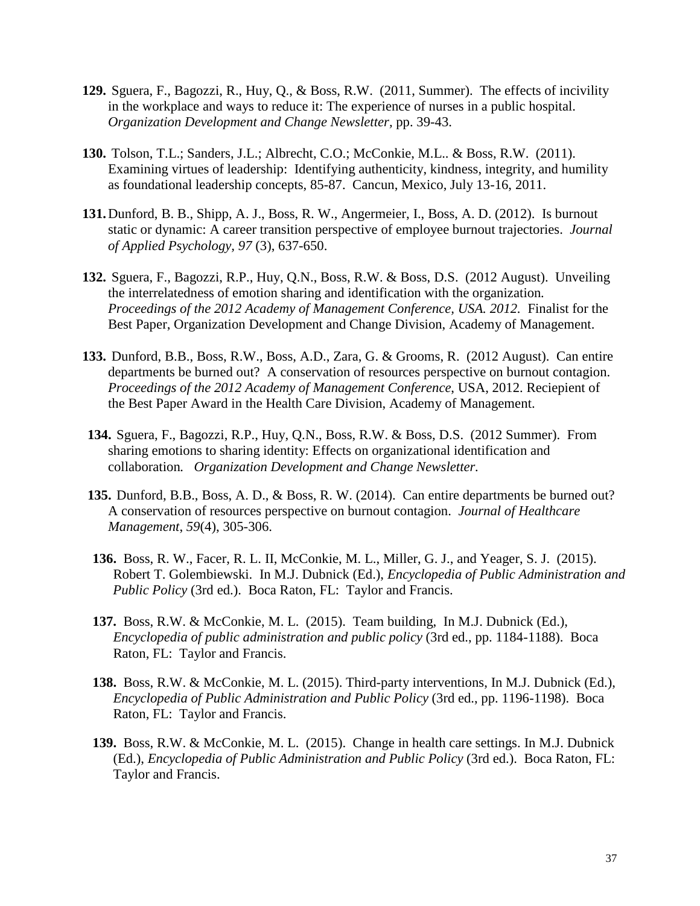**129.** Sguera, F., Bagozzi, R., Huy, Q., & Boss, R.W. (2011, Summer). The effects of incivility in the workplace and ways to reduce it: The experience of nurses in a public hospital. *Organization Development and Change Newsletter*, pp. 39-43.

**130.** Tolson, T.L.; Sanders, J.L.; Albrecht, C.O.; McConkie, M.L.. & Boss, R.W. (2011). Examining virtues of leadership: Identifying authenticity, kindness, integrity, and humility as foundational leadership concepts, 85-87. Cancun, Mexico, July 13-16, 2011.

**131.** Dunford, B. B., Shipp, A. J., Boss, R. W., Angermeier, I., Boss, A. D. (2012). Is burnout static or dynamic: A career transition perspective of employee burnout trajectories. *Journal of Applied Psychology, 97* (3), 637-650.

**132.** Sguera, F., Bagozzi, R.P., Huy, Q.N., Boss, R.W. & Boss, D.S. (2012 August). Unveiling the interrelatedness of emotion sharing and identification with the organization. *Proceedings of the 2012 Academy of Management Conference, USA. 2012.* Finalist for the Best Paper, Organization Development and Change Division, Academy of Management.

**133.** Dunford, B.B., Boss, R.W., Boss, A.D., Zara, G. & Grooms, R. (2012 August). Can entire departments be burned out? A conservation of resources perspective on burnout contagion. *Proceedings of the 2012 Academy of Management Conference*, USA, 2012. Reciepient of the Best Paper Award in the Health Care Division, Academy of Management.

**134.** Sguera, F., Bagozzi, R.P., Huy, Q.N., Boss, R.W. & Boss, D.S. (2012 Summer). From sharing emotions to sharing identity: Effects on organizational identification and collaboration. *Organization Development and Change Newsletter.*

**135.** Dunford, B.B., Boss, A. D., & Boss, R. W. (2014). Can entire departments be burned out? A conservation of resources perspective on burnout contagion. *Journal of Healthcare Management*, *59*(4), 305-306.

**136.** Boss, R. W., Facer, R. L. II, McConkie, M. L., Miller, G. J., and Yeager, S. J. (2015). Robert T. Golembiewski. In M.J. Dubnick (Ed.), *Encyclopedia of Public Administration and Public Policy* (3rd ed.). Boca Raton, FL: Taylor and Francis.

**137.** Boss, R.W. & McConkie, M. L. (2015). Team building, In M.J. Dubnick (Ed.), *Encyclopedia of public administration and public policy* (3rd ed., pp. 1184-1188). Boca Raton, FL: Taylor and Francis.

**138.** Boss, R.W. & McConkie, M. L. (2015). Third-party interventions, In M.J. Dubnick (Ed.), *Encyclopedia of Public Administration and Public Policy* (3rd ed., pp. 1196-1198). Boca Raton, FL: Taylor and Francis.

**139.** Boss, R.W. & McConkie, M. L. (2015). Change in health care settings. In M.J. Dubnick (Ed.), *Encyclopedia of Public Administration and Public Policy* (3rd ed.). Boca Raton, FL: Taylor and Francis.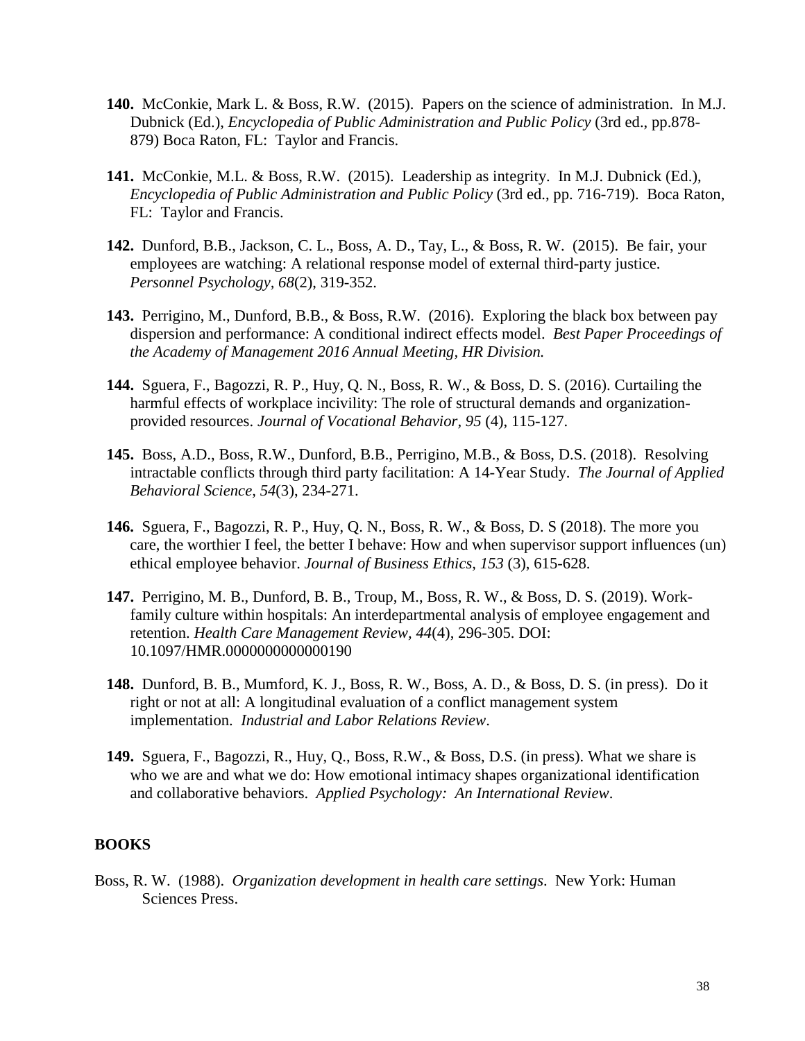**140.** McConkie, Mark L. & Boss, R.W. (2015). Papers on the science of administration. In M.J. Dubnick (Ed.), *Encyclopedia of Public Administration and Public Policy* (3rd ed., pp.878-879) Boca Raton, FL: Taylor and Francis.

**141.** McConkie, M.L. & Boss, R.W. (2015). Leadership as integrity. In M.J. Dubnick (Ed.), *Encyclopedia of Public Administration and Public Policy* (3rd ed., pp. 716-719). Boca Raton, FL: Taylor and Francis.

**142.** Dunford, B.B., Jackson, C. L., Boss, A. D., Tay, L., & Boss, R. W. (2015). Be fair, your employees are watching: A relational response model of external third-party justice. *Personnel Psychology, 68*(2), 319-352.

**143.** Perrigino, M., Dunford, B.B., & Boss, R.W. (2016). Exploring the black box between pay dispersion and performance: A conditional indirect effects model. *Best Paper Proceedings of the Academy of Management 2016 Annual Meeting, HR Division.*

**144.** Sguera, F., Bagozzi, R. P., Huy, Q. N., Boss, R. W., & Boss, D. S. (2016). Curtailing the harmful effects of workplace incivility: The role of structural demands and organization-provided resources. *Journal of Vocational Behavior, 95* (4), 115-127.

**145.** Boss, A.D., Boss, R.W., Dunford, B.B., Perrigino, M.B., & Boss, D.S. (2018). Resolving intractable conflicts through third party facilitation: A 14-Year Study. *The Journal of Applied Behavioral Science, 54*(3), 234-271.

**146.** Sguera, F., Bagozzi, R. P., Huy, Q. N., Boss, R. W., & Boss, D. S (2018). The more you care, the worthier I feel, the better I behave: How and when supervisor support influences (un) ethical employee behavior. *Journal of Business Ethics, 153* (3), 615-628.

**147.** Perrigino, M. B., Dunford, B. B., Troup, M., Boss, R. W., & Boss, D. S. (2019). Work-family culture within hospitals: An interdepartmental analysis of employee engagement and retention. *Health Care Management Review, 44*(4), 296-305. DOI: 10.1097/HMR.0000000000000190

**148.** Dunford, B. B., Mumford, K. J., Boss, R. W., Boss, A. D., & Boss, D. S. (in press). Do it right or not at all: A longitudinal evaluation of a conflict management system implementation. *Industrial and Labor Relations Review*.

**149.** Sguera, F., Bagozzi, R., Huy, Q., Boss, R.W., & Boss, D.S. (in press). What we share is who we are and what we do: How emotional intimacy shapes organizational identification and collaborative behaviors. *Applied Psychology: An International Review*.

## BOOKS

Boss, R. W. (1988). *Organization development in health care settings*. New York: Human Sciences Press.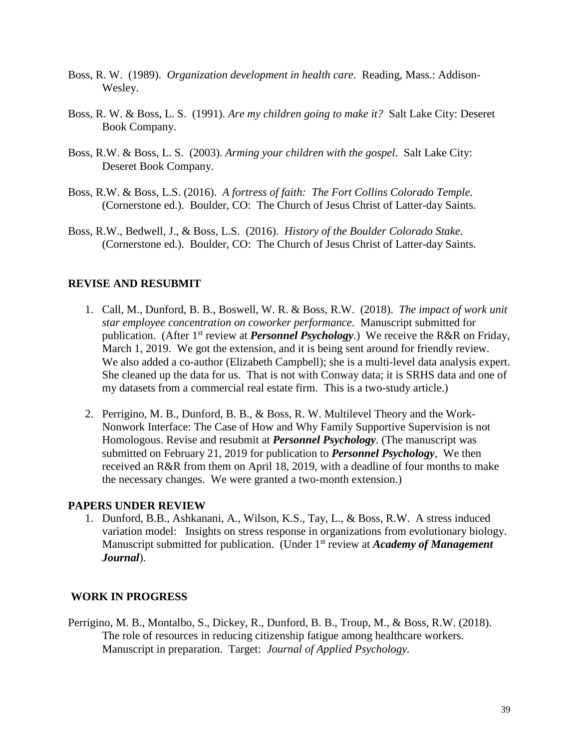Boss, R. W. (1989). *Organization development in health care*. Reading, Mass.: Addison-Wesley.

Boss, R. W. & Boss, L. S. (1991). *Are my children going to make it?* Salt Lake City: Deseret Book Company.

Boss, R.W. & Boss, L. S. (2003). *Arming your children with the gospel*. Salt Lake City: Deseret Book Company.

Boss, R.W. & Boss, L.S. (2016). *A fortress of faith: The Fort Collins Colorado Temple.* (Cornerstone ed.). Boulder, CO: The Church of Jesus Christ of Latter-day Saints.

Boss, R.W., Bedwell, J., & Boss, L.S. (2016). *History of the Boulder Colorado Stake*. (Cornerstone ed.). Boulder, CO: The Church of Jesus Christ of Latter-day Saints.

**REVISE AND RESUBMIT**

1. Call, M., Dunford, B. B., Boswell, W. R. & Boss, R.W. (2018). *The impact of work unit star employee concentration on coworker performance*. Manuscript submitted for publication. (After 1st review at ***Personnel Psychology***.) We receive the R&R on Friday, March 1, 2019. We got the extension, and it is being sent around for friendly review. We also added a co-author (Elizabeth Campbell); she is a multi-level data analysis expert. She cleaned up the data for us. That is not with Conway data; it is SRHS data and one of my datasets from a commercial real estate firm. This is a two-study article.)

2. Perrigino, M. B., Dunford, B. B., & Boss, R. W. Multilevel Theory and the Work-Nonwork Interface: The Case of How and Why Family Supportive Supervision is not Homologous. Revise and resubmit at ***Personnel Psychology***. (The manuscript was submitted on February 21, 2019 for publication to ***Personnel Psychology***, We then received an R&R from them on April 18, 2019, with a deadline of four months to make the necessary changes. We were granted a two-month extension.)

**PAPERS UNDER REVIEW**

1. Dunford, B.B., Ashkanani, A., Wilson, K.S., Tay, L., & Boss, R.W. A stress induced variation model: Insights on stress response in organizations from evolutionary biology. Manuscript submitted for publication. (Under 1st review at ***Academy of Management Journal***).

**WORK IN PROGRESS**

Perrigino, M. B., Montalbo, S., Dickey, R., Dunford, B. B., Troup, M., & Boss, R.W. (2018). The role of resources in reducing citizenship fatigue among healthcare workers. Manuscript in preparation. Target: *Journal of Applied Psychology.*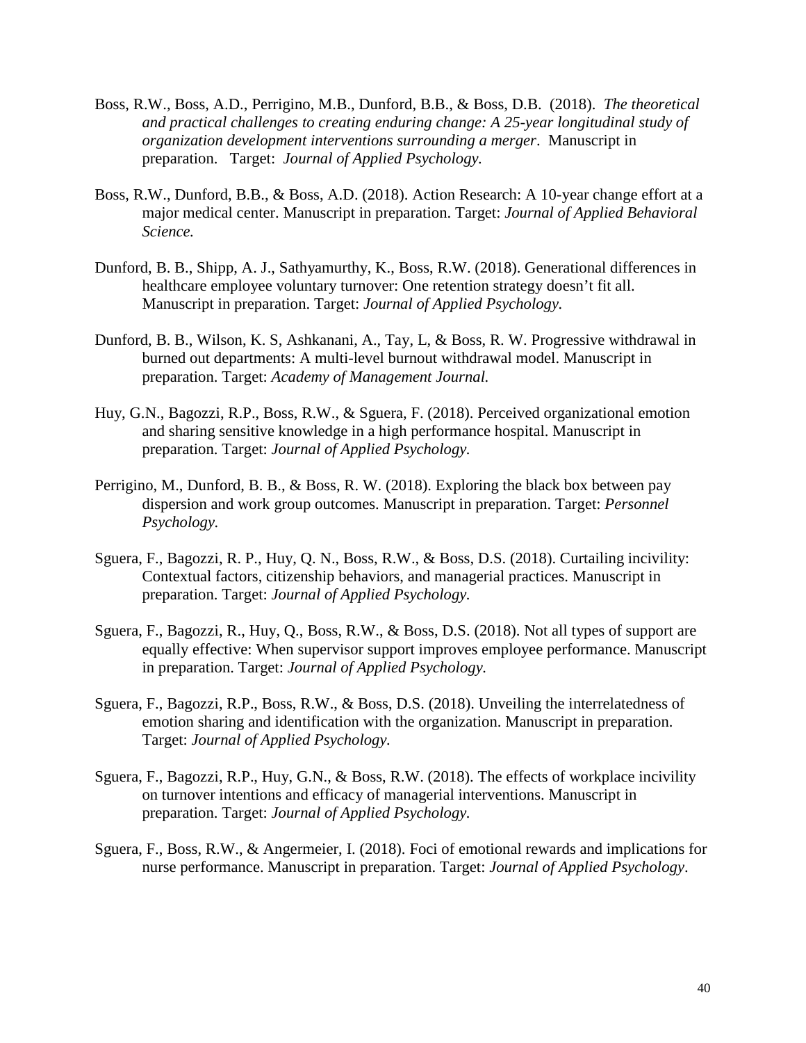Boss, R.W., Boss, A.D., Perrigino, M.B., Dunford, B.B., & Boss, D.B. (2018). *The theoretical and practical challenges to creating enduring change: A 25-year longitudinal study of organization development interventions surrounding a merger*. Manuscript in preparation. Target: *Journal of Applied Psychology.*

Boss, R.W., Dunford, B.B., & Boss, A.D. (2018). Action Research: A 10-year change effort at a major medical center. Manuscript in preparation. Target: *Journal of Applied Behavioral Science.*

Dunford, B. B., Shipp, A. J., Sathyamurthy, K., Boss, R.W. (2018). Generational differences in healthcare employee voluntary turnover: One retention strategy doesn't fit all. Manuscript in preparation. Target: *Journal of Applied Psychology.*

Dunford, B. B., Wilson, K. S, Ashkanani, A., Tay, L, & Boss, R. W. Progressive withdrawal in burned out departments: A multi-level burnout withdrawal model. Manuscript in preparation. Target: *Academy of Management Journal.*

Huy, G.N., Bagozzi, R.P., Boss, R.W., & Sguera, F. (2018). Perceived organizational emotion and sharing sensitive knowledge in a high performance hospital. Manuscript in preparation. Target: *Journal of Applied Psychology.*

Perrigino, M., Dunford, B. B., & Boss, R. W. (2018). Exploring the black box between pay dispersion and work group outcomes. Manuscript in preparation. Target: *Personnel Psychology.*

Sguera, F., Bagozzi, R. P., Huy, Q. N., Boss, R.W., & Boss, D.S. (2018). Curtailing incivility: Contextual factors, citizenship behaviors, and managerial practices. Manuscript in preparation. Target: *Journal of Applied Psychology.*

Sguera, F., Bagozzi, R., Huy, Q., Boss, R.W., & Boss, D.S. (2018). Not all types of support are equally effective: When supervisor support improves employee performance. Manuscript in preparation. Target: *Journal of Applied Psychology.*

Sguera, F., Bagozzi, R.P., Boss, R.W., & Boss, D.S. (2018). Unveiling the interrelatedness of emotion sharing and identification with the organization. Manuscript in preparation. Target: *Journal of Applied Psychology.*

Sguera, F., Bagozzi, R.P., Huy, G.N., & Boss, R.W. (2018). The effects of workplace incivility on turnover intentions and efficacy of managerial interventions. Manuscript in preparation. Target: *Journal of Applied Psychology.*

Sguera, F., Boss, R.W., & Angermeier, I. (2018). Foci of emotional rewards and implications for nurse performance. Manuscript in preparation. Target: *Journal of Applied Psychology*.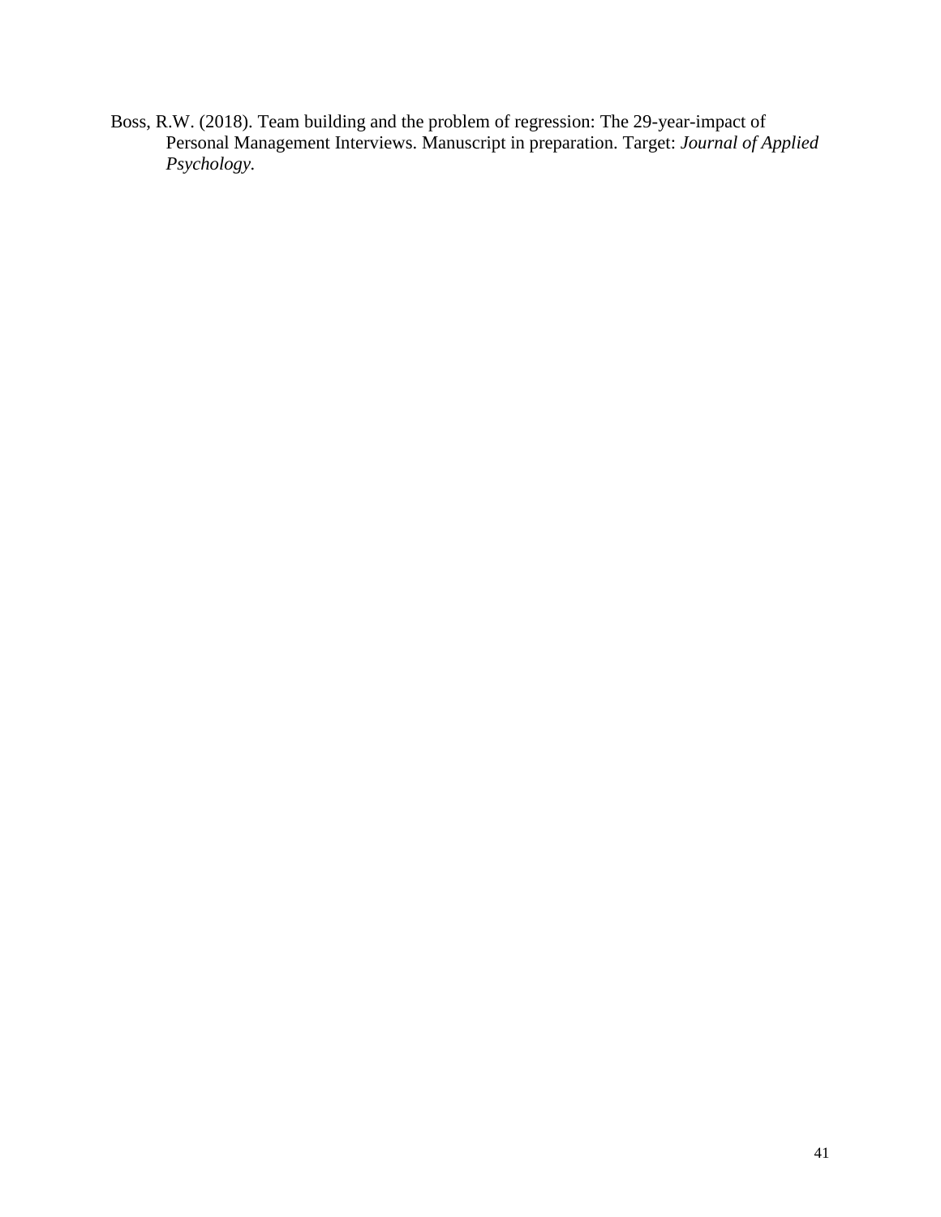Boss, R.W. (2018). Team building and the problem of regression: The 29-year-impact of Personal Management Interviews. Manuscript in preparation. Target: *Journal of Applied Psychology.*